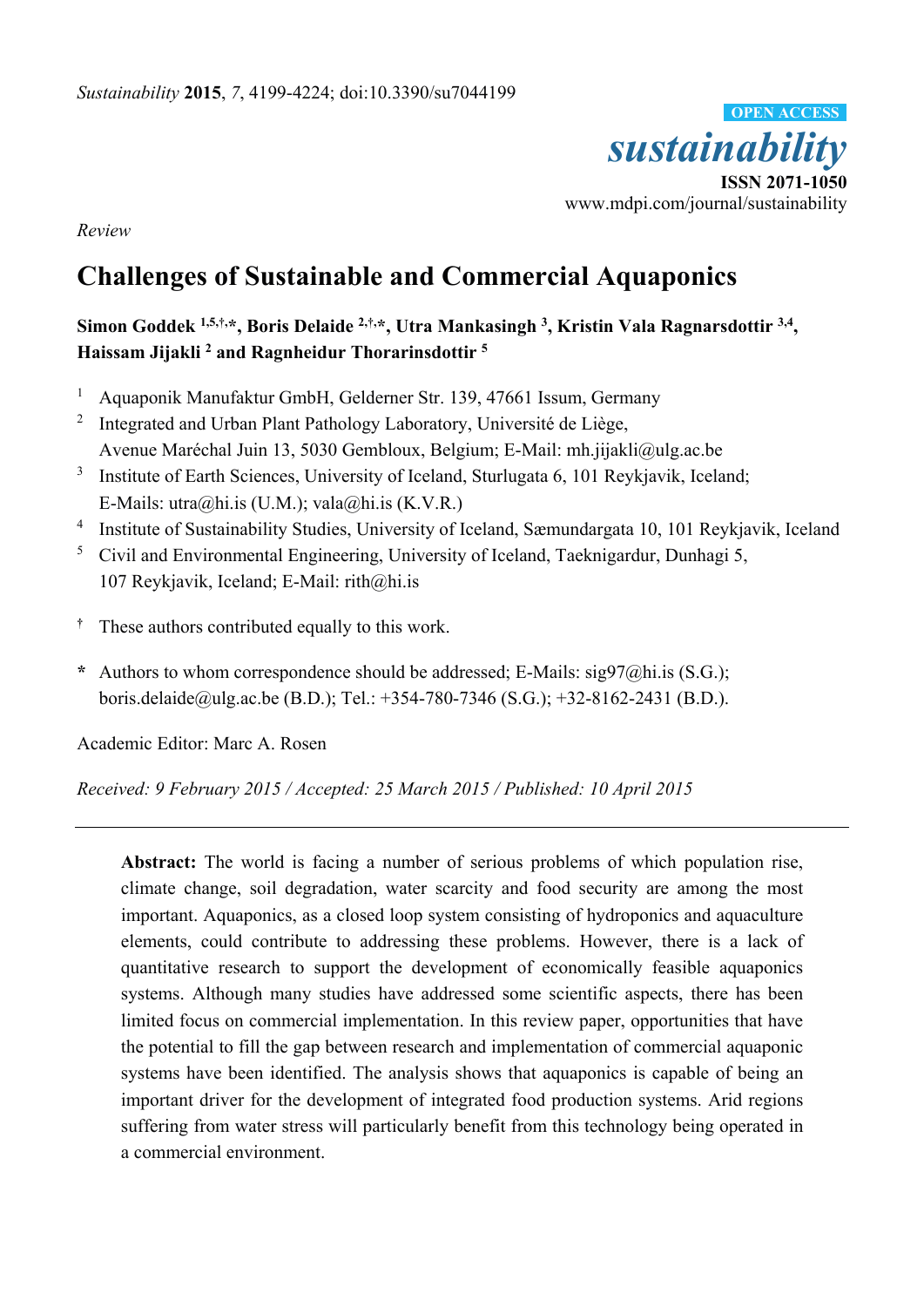*Review*

# Challenges of Sustainable and Commercial Aquaponics

**Simon Goddek [1,5,†,*], Boris Delaide [2,†,*], Utra Mankasingh [3], Kristin Vala Ragnarsdottir [3,4], Haissam Jijakli [2] and Ragnheidur Thorarinsdottir [5]**

1. Aquaponik Manufaktur GmbH, Gelderner Str. 139, 47661 Issum, Germany
2. Integrated and Urban Plant Pathology Laboratory, Université de Liège, Avenue Maréchal Juin 13, 5030 Gembloux, Belgium; E-Mail: mh.jijakli@ulg.ac.be
3. Institute of Earth Sciences, University of Iceland, Sturlugata 6, 101 Reykjavik, Iceland; E-Mails: utra@hi.is (U.M.); vala@hi.is (K.V.R.)
4. Institute of Sustainability Studies, University of Iceland, Sæmundargata 10, 101 Reykjavik, Iceland
5. Civil and Environmental Engineering, University of Iceland, Taeknigardur, Dunhagi 5, 107 Reykjavik, Iceland; E-Mail: rith@hi.is

† These authors contributed equally to this work.

* Authors to whom correspondence should be addressed; E-Mails: sig97@hi.is (S.G.); boris.delaide@ulg.ac.be (B.D.); Tel.: +354-780-7346 (S.G.); +32-8162-2431 (B.D.).

Academic Editor: Marc A. Rosen

*Received: 9 February 2015 / Accepted: 25 March 2015 / Published: 10 April 2015*

---

**Abstract:** The world is facing a number of serious problems of which population rise, climate change, soil degradation, water scarcity and food security are among the most important. Aquaponics, as a closed loop system consisting of hydroponics and aquaculture elements, could contribute to addressing these problems. However, there is a lack of quantitative research to support the development of economically feasible aquaponics systems. Although many studies have addressed some scientific aspects, there has been limited focus on commercial implementation. In this review paper, opportunities that have the potential to fill the gap between research and implementation of commercial aquaponic systems have been identified. The analysis shows that aquaponics is capable of being an important driver for the development of integrated food production systems. Arid regions suffering from water stress will particularly benefit from this technology being operated in a commercial environment.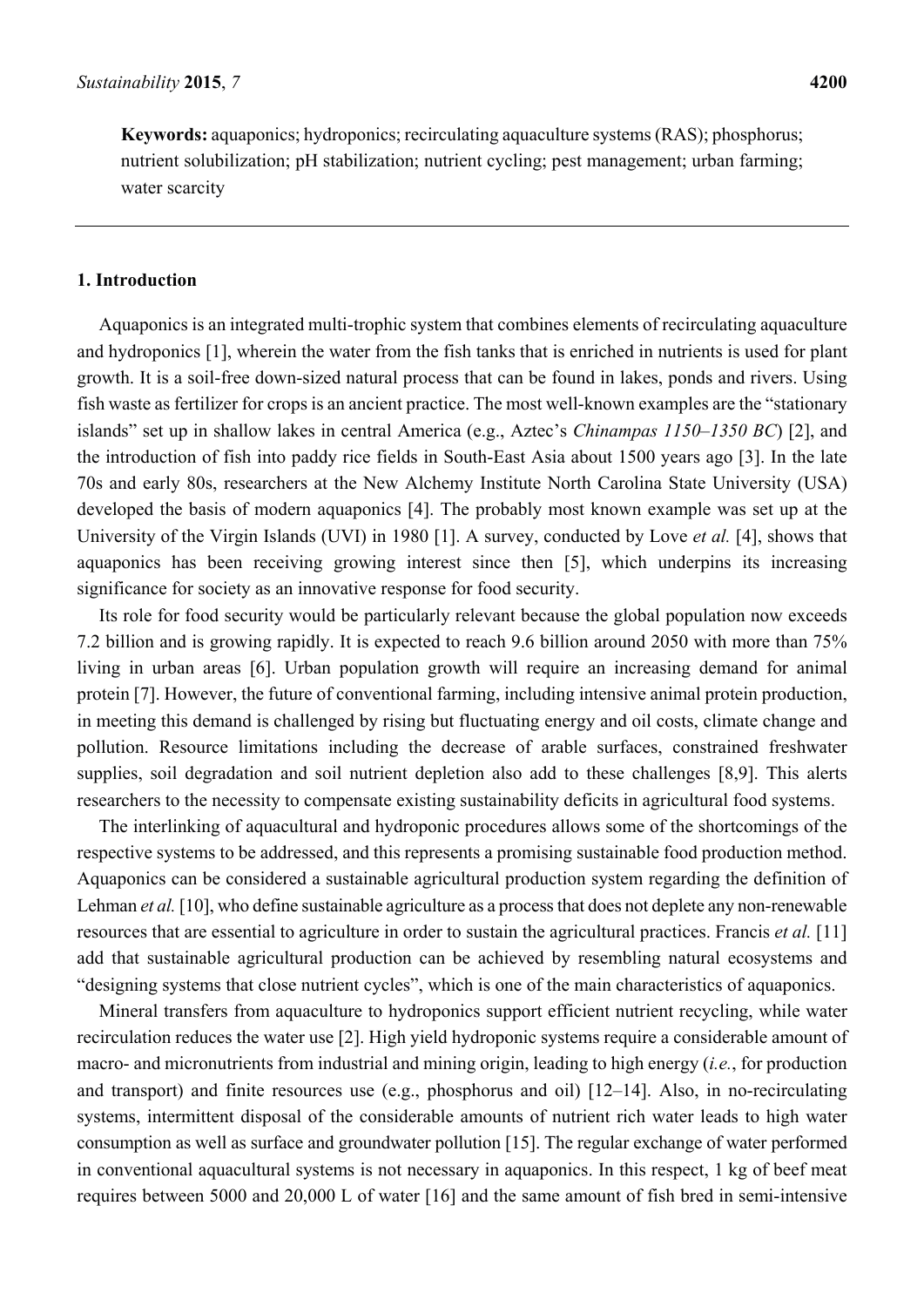**Keywords:** aquaponics; hydroponics; recirculating aquaculture systems (RAS); phosphorus; nutrient solubilization; pH stabilization; nutrient cycling; pest management; urban farming; water scarcity

## 1. Introduction

Aquaponics is an integrated multi-trophic system that combines elements of recirculating aquaculture and hydroponics [1], wherein the water from the fish tanks that is enriched in nutrients is used for plant growth. It is a soil-free down-sized natural process that can be found in lakes, ponds and rivers. Using fish waste as fertilizer for crops is an ancient practice. The most well-known examples are the "stationary islands" set up in shallow lakes in central America (e.g., Aztec's *Chinampas 1150–1350 BC*) [2], and the introduction of fish into paddy rice fields in South-East Asia about 1500 years ago [3]. In the late 70s and early 80s, researchers at the New Alchemy Institute North Carolina State University (USA) developed the basis of modern aquaponics [4]. The probably most known example was set up at the University of the Virgin Islands (UVI) in 1980 [1]. A survey, conducted by Love *et al.* [4], shows that aquaponics has been receiving growing interest since then [5], which underpins its increasing significance for society as an innovative response for food security.

Its role for food security would be particularly relevant because the global population now exceeds 7.2 billion and is growing rapidly. It is expected to reach 9.6 billion around 2050 with more than 75% living in urban areas [6]. Urban population growth will require an increasing demand for animal protein [7]. However, the future of conventional farming, including intensive animal protein production, in meeting this demand is challenged by rising but fluctuating energy and oil costs, climate change and pollution. Resource limitations including the decrease of arable surfaces, constrained freshwater supplies, soil degradation and soil nutrient depletion also add to these challenges [8,9]. This alerts researchers to the necessity to compensate existing sustainability deficits in agricultural food systems.

The interlinking of aquacultural and hydroponic procedures allows some of the shortcomings of the respective systems to be addressed, and this represents a promising sustainable food production method. Aquaponics can be considered a sustainable agricultural production system regarding the definition of Lehman *et al.* [10], who define sustainable agriculture as a process that does not deplete any non-renewable resources that are essential to agriculture in order to sustain the agricultural practices. Francis *et al.* [11] add that sustainable agricultural production can be achieved by resembling natural ecosystems and "designing systems that close nutrient cycles", which is one of the main characteristics of aquaponics.

Mineral transfers from aquaculture to hydroponics support efficient nutrient recycling, while water recirculation reduces the water use [2]. High yield hydroponic systems require a considerable amount of macro- and micronutrients from industrial and mining origin, leading to high energy (*i.e.*, for production and transport) and finite resources use (e.g., phosphorus and oil) [12–14]. Also, in no-recirculating systems, intermittent disposal of the considerable amounts of nutrient rich water leads to high water consumption as well as surface and groundwater pollution [15]. The regular exchange of water performed in conventional aquacultural systems is not necessary in aquaponics. In this respect, 1 kg of beef meat requires between 5000 and 20,000 L of water [16] and the same amount of fish bred in semi-intensive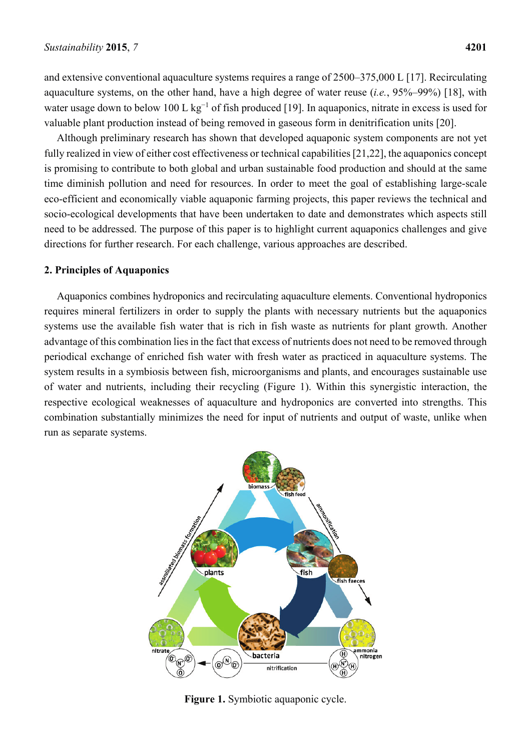and extensive conventional aquaculture systems requires a range of 2500–375,000 L [17]. Recirculating aquaculture systems, on the other hand, have a high degree of water reuse (*i.e.*, 95%–99%) [18], with water usage down to below 100 L $kg^{-1}$ of fish produced [19]. In aquaponics, nitrate in excess is used for valuable plant production instead of being removed in gaseous form in denitrification units [20].

Although preliminary research has shown that developed aquaponic system components are not yet fully realized in view of either cost effectiveness or technical capabilities [21,22], the aquaponics concept is promising to contribute to both global and urban sustainable food production and should at the same time diminish pollution and need for resources. In order to meet the goal of establishing large-scale eco-efficient and economically viable aquaponic farming projects, this paper reviews the technical and socio-ecological developments that have been undertaken to date and demonstrates which aspects still need to be addressed. The purpose of this paper is to highlight current aquaponics challenges and give directions for further research. For each challenge, various approaches are described.

## 2. Principles of Aquaponics

Aquaponics combines hydroponics and recirculating aquaculture elements. Conventional hydroponics requires mineral fertilizers in order to supply the plants with necessary nutrients but the aquaponics systems use the available fish water that is rich in fish waste as nutrients for plant growth. Another advantage of this combination lies in the fact that excess of nutrients does not need to be removed through periodical exchange of enriched fish water with fresh water as practiced in aquaculture systems. The system results in a symbiosis between fish, microorganisms and plants, and encourages sustainable use of water and nutrients, including their recycling (Figure 1). Within this synergistic interaction, the respective ecological weaknesses of aquaculture and hydroponics are converted into strengths. This combination substantially minimizes the need for input of nutrients and output of waste, unlike when run as separate systems.

**Figure 1.** Symbiotic aquaponic cycle.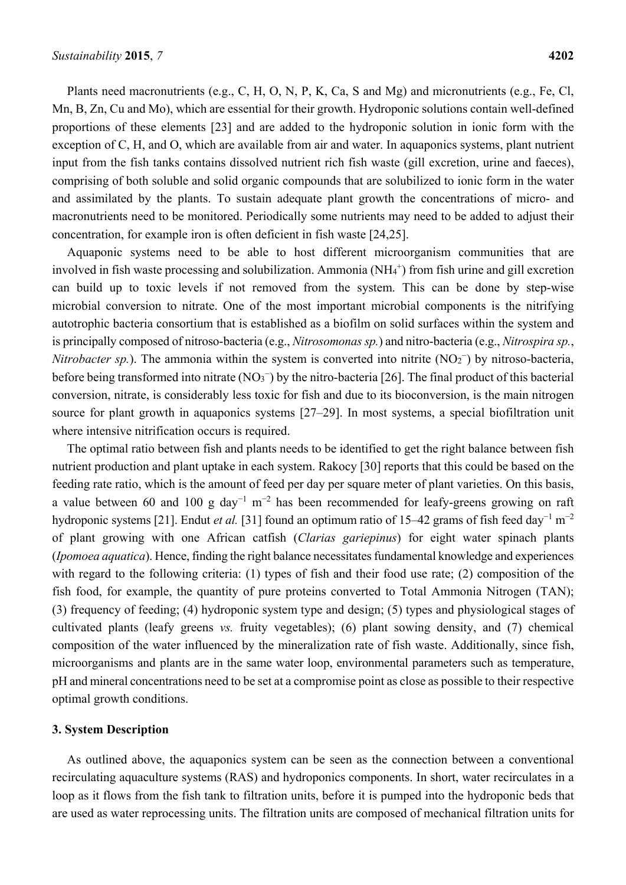Plants need macronutrients (e.g., C, H, O, N, P, K, Ca, S and Mg) and micronutrients (e.g., Fe, Cl, Mn, B, Zn, Cu and Mo), which are essential for their growth. Hydroponic solutions contain well-defined proportions of these elements [23] and are added to the hydroponic solution in ionic form with the exception of C, H, and O, which are available from air and water. In aquaponics systems, plant nutrient input from the fish tanks contains dissolved nutrient rich fish waste (gill excretion, urine and faeces), comprising of both soluble and solid organic compounds that are solubilized to ionic form in the water and assimilated by the plants. To sustain adequate plant growth the concentrations of micro- and macronutrients need to be monitored. Periodically some nutrients may need to be added to adjust their concentration, for example iron is often deficient in fish waste [24,25].

Aquaponic systems need to be able to host different microorganism communities that are involved in fish waste processing and solubilization. Ammonia ($NH_4^+$) from fish urine and gill excretion can build up to toxic levels if not removed from the system. This can be done by step-wise microbial conversion to nitrate. One of the most important microbial components is the nitrifying autotrophic bacteria consortium that is established as a biofilm on solid surfaces within the system and is principally composed of nitroso-bacteria (e.g., *Nitrosomonas sp.*) and nitro-bacteria (e.g., *Nitrospira sp.*, *Nitrobacter sp.*). The ammonia within the system is converted into nitrite ($NO_2^-$) by nitroso-bacteria, before being transformed into nitrate ($NO_3^-$) by the nitro-bacteria [26]. The final product of this bacterial conversion, nitrate, is considerably less toxic for fish and due to its bioconversion, is the main nitrogen source for plant growth in aquaponics systems [27–29]. In most systems, a special biofiltration unit where intensive nitrification occurs is required.

The optimal ratio between fish and plants needs to be identified to get the right balance between fish nutrient production and plant uptake in each system. Rakocy [30] reports that this could be based on the feeding rate ratio, which is the amount of feed per day per square meter of plant varieties. On this basis, a value between 60 and 100 g $day^{-1}$ $m^{-2}$ has been recommended for leafy-greens growing on raft hydroponic systems [21]. Endut *et al.* [31] found an optimum ratio of 15–42 grams of fish feed $day^{-1}$ $m^{-2}$ of plant growing with one African catfish (*Clarias gariepinus*) for eight water spinach plants (*Ipomoea aquatica*). Hence, finding the right balance necessitates fundamental knowledge and experiences with regard to the following criteria: (1) types of fish and their food use rate; (2) composition of the fish food, for example, the quantity of pure proteins converted to Total Ammonia Nitrogen (TAN); (3) frequency of feeding; (4) hydroponic system type and design; (5) types and physiological stages of cultivated plants (leafy greens *vs.* fruity vegetables); (6) plant sowing density, and (7) chemical composition of the water influenced by the mineralization rate of fish waste. Additionally, since fish, microorganisms and plants are in the same water loop, environmental parameters such as temperature, pH and mineral concentrations need to be set at a compromise point as close as possible to their respective optimal growth conditions.

## 3. System Description

As outlined above, the aquaponics system can be seen as the connection between a conventional recirculating aquaculture systems (RAS) and hydroponics components. In short, water recirculates in a loop as it flows from the fish tank to filtration units, before it is pumped into the hydroponic beds that are used as water reprocessing units. The filtration units are composed of mechanical filtration units for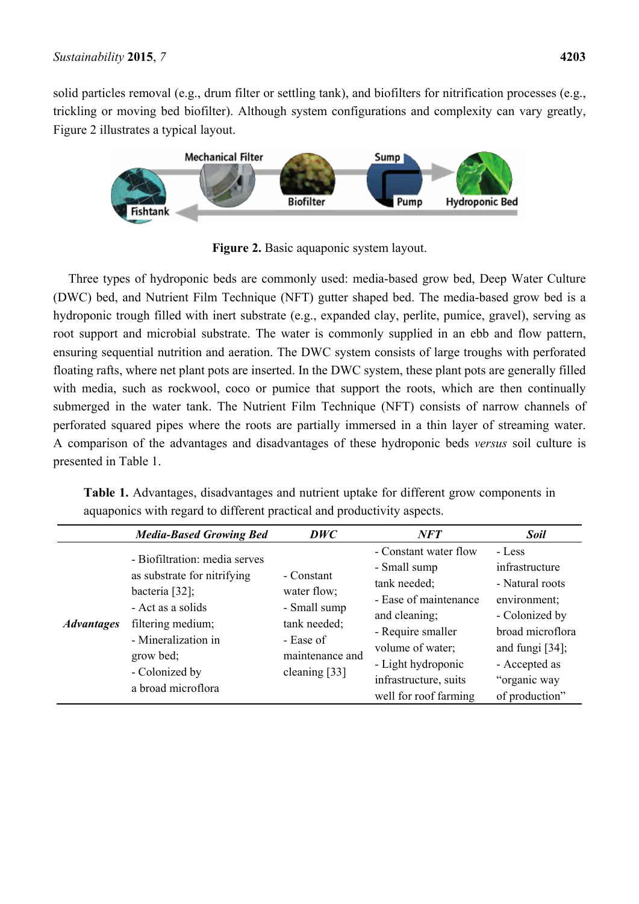solid particles removal (e.g., drum filter or settling tank), and biofilters for nitrification processes (e.g., trickling or moving bed biofilter). Although system configurations and complexity can vary greatly, Figure 2 illustrates a typical layout.

**Figure 2.** Basic aquaponic system layout.

Three types of hydroponic beds are commonly used: media-based grow bed, Deep Water Culture (DWC) bed, and Nutrient Film Technique (NFT) gutter shaped bed. The media-based grow bed is a hydroponic trough filled with inert substrate (e.g., expanded clay, perlite, pumice, gravel), serving as root support and microbial substrate. The water is commonly supplied in an ebb and flow pattern, ensuring sequential nutrition and aeration. The DWC system consists of large troughs with perforated floating rafts, where net plant pots are inserted. In the DWC system, these plant pots are generally filled with media, such as rockwool, coco or pumice that support the roots, which are then continually submerged in the water tank. The Nutrient Film Technique (NFT) consists of narrow channels of perforated squared pipes where the roots are partially immersed in a thin layer of streaming water. A comparison of the advantages and disadvantages of these hydroponic beds *versus* soil culture is presented in Table 1.

**Table 1.** Advantages, disadvantages and nutrient uptake for different grow components in aquaponics with regard to different practical and productivity aspects.

| | *Media-Based Growing Bed* | *DWC* | *NFT* | *Soil* |
|---|---|---|---|---|
| ***Advantages*** | - Biofiltration: media serves as substrate for nitrifying bacteria [32];<br>- Act as a solids filtering medium;<br>- Mineralization in grow bed;<br>- Colonized by a broad microflora | - Constant water flow;<br>- Small sump tank needed;<br>- Ease of maintenance and cleaning [33] | - Constant water flow<br>- Small sump tank needed;<br>- Ease of maintenance and cleaning;<br>- Require smaller volume of water;<br>- Light hydroponic infrastructure, suits well for roof farming | - Less infrastructure<br>- Natural roots environment;<br>- Colonized by broad microflora and fungi [34];<br>- Accepted as "organic way of production" |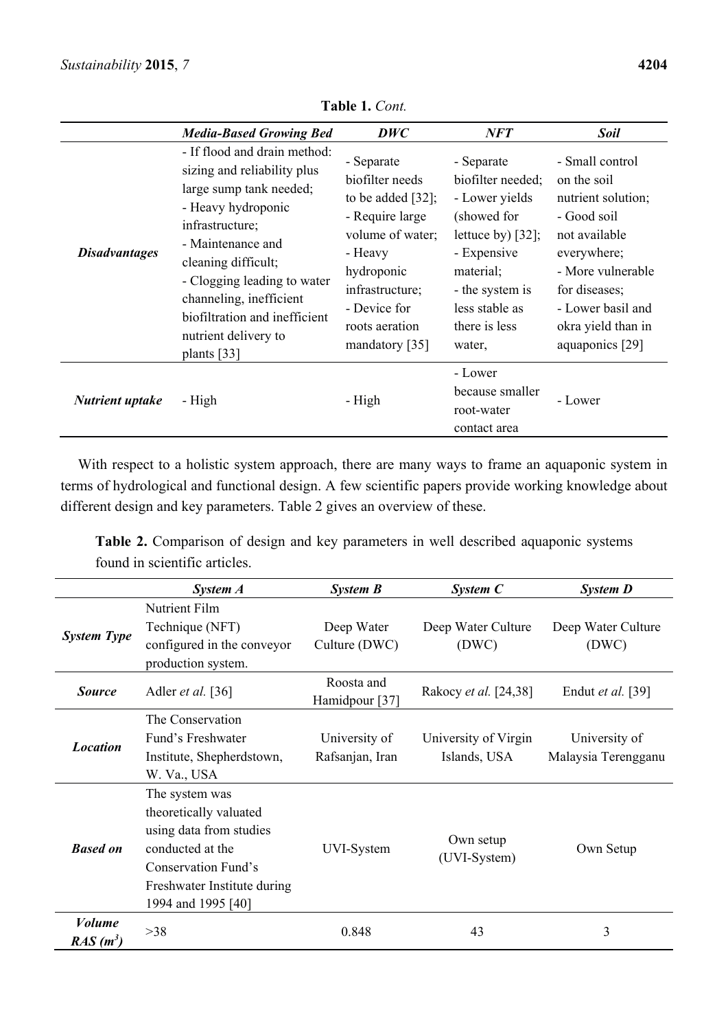**Table 1.** *Cont.*

| | ***Media-Based Growing Bed*** | ***DWC*** | ***NFT*** | ***Soil*** |
|---|---|---|---|---|
| ***Disadvantages*** | - If flood and drain method: sizing and reliability plus large sump tank needed;<br>- Heavy hydroponic infrastructure;<br>- Maintenance and cleaning difficult;<br>- Clogging leading to water channeling, inefficient biofiltration and inefficient nutrient delivery to plants [33] | - Separate biofilter needs to be added [32];<br>- Require large volume of water;<br>- Heavy hydroponic infrastructure;<br>- Device for roots aeration mandatory [35] | - Separate biofilter needed;<br>- Lower yields (showed for lettuce by) [32];<br>- Expensive material;<br>- the system is less stable as there is less water, | - Small control on the soil nutrient solution;<br>- Good soil not available everywhere;<br>- More vulnerable for diseases;<br>- Lower basil and okra yield than in aquaponics [29] |
| ***Nutrient uptake*** | - High | - High | - Lower because smaller root-water contact area | - Lower |

With respect to a holistic system approach, there are many ways to frame an aquaponic system in terms of hydrological and functional design. A few scientific papers provide working knowledge about different design and key parameters. Table 2 gives an overview of these.

**Table 2.** Comparison of design and key parameters in well described aquaponic systems found in scientific articles.

| | ***System A*** | ***System B*** | ***System C*** | ***System D*** |
|---|---|---|---|---|
| ***System Type*** | Nutrient Film Technique (NFT) configured in the conveyor production system. | Deep Water Culture (DWC) | Deep Water Culture (DWC) | Deep Water Culture (DWC) |
| ***Source*** | Adler *et al.* [36] | Roosta and Hamidpour [37] | Rakocy *et al.* [24,38] | Endut *et al.* [39] |
| ***Location*** | The Conservation Fund's Freshwater Institute, Shepherdstown, W. Va., USA | University of Rafsanjan, Iran | University of Virgin Islands, USA | University of Malaysia Terengganu |
| ***Based on*** | The system was theoretically valuated using data from studies conducted at the Conservation Fund's Freshwater Institute during 1994 and 1995 [40] | UVI-System | Own setup (UVI-System) | Own Setup |
| ***Volume RAS ($m^3$)*** | >38 | 0.848 | 43 | 3 |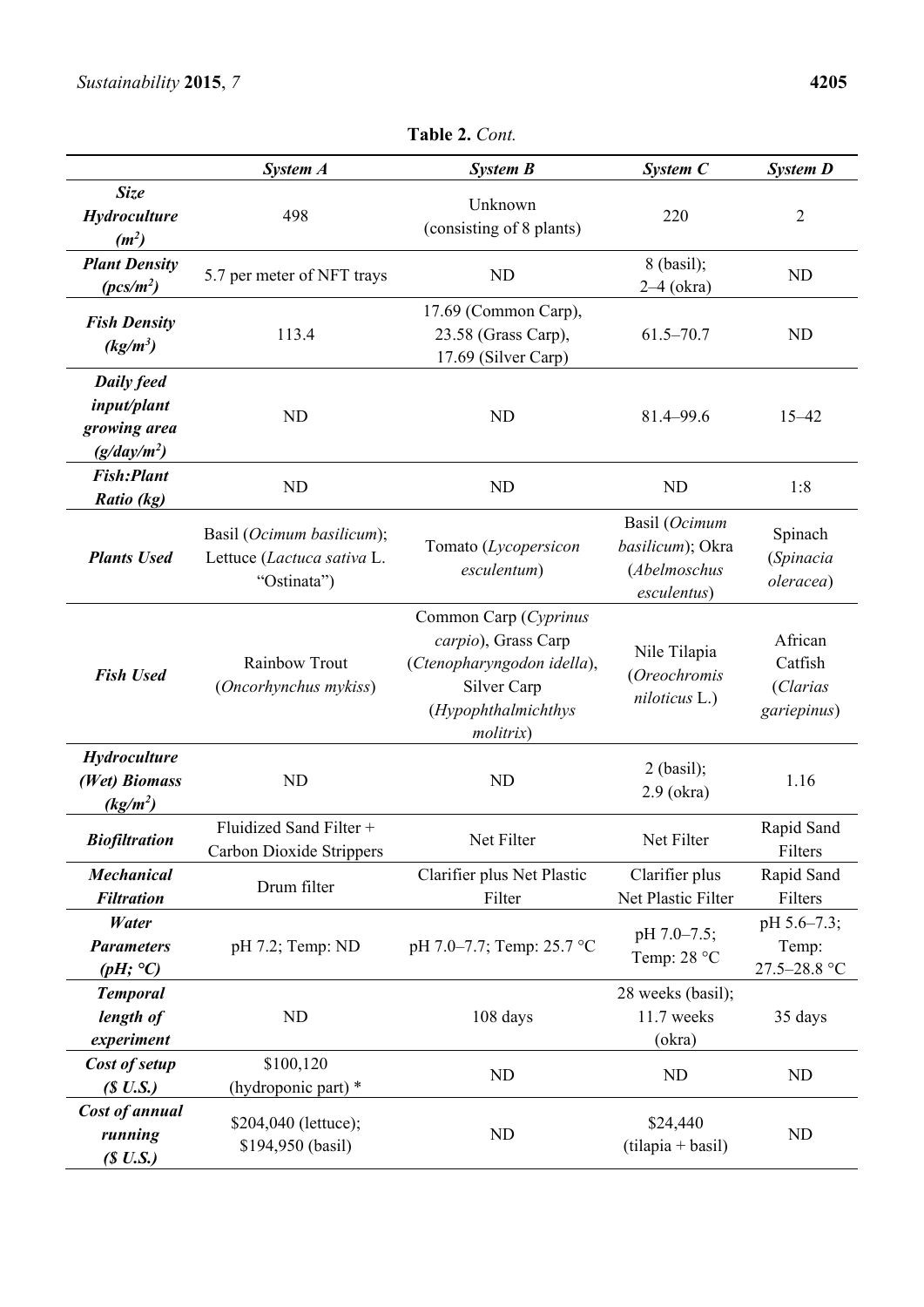**Table 2.** *Cont.*

| | ***System A*** | ***System B*** | ***System C*** | ***System D*** |
|---|---|---|---|---|
| ***Size Hydroculture ($m^2$)*** | 498 | Unknown (consisting of 8 plants) | 220 | 2 |
| ***Plant Density ($pcs/m^2$)*** | 5.7 per meter of NFT trays | ND | 8 (basil); 2–4 (okra) | ND |
| ***Fish Density ($kg/m^3$)*** | 113.4 | 17.69 (Common Carp), 23.58 (Grass Carp), 17.69 (Silver Carp) | 61.5–70.7 | ND |
| ***Daily feed input/plant growing area ($g/day/m^2$)*** | ND | ND | 81.4–99.6 | 15–42 |
| ***Fish:Plant Ratio (kg)*** | ND | ND | ND | 1:8 |
| ***Plants Used*** | Basil (*Ocimum basilicum*); Lettuce (*Lactuca sativa* L. "Ostinata") | Tomato (*Lycopersicon esculentum*) | Basil (*Ocimum basilicum*); Okra (*Abelmoschus esculentus*) | Spinach (*Spinacia oleracea*) |
| ***Fish Used*** | Rainbow Trout (*Oncorhynchus mykiss*) | Common Carp (*Cyprinus carpio*), Grass Carp (*Ctenopharyngodon idella*), Silver Carp (*Hypophthalmichthys molitrix*) | Nile Tilapia (*Oreochromis niloticus* L.) | African Catfish (*Clarias gariepinus*) |
| ***Hydroculture (Wet) Biomass ($kg/m^2$)*** | ND | ND | 2 (basil); 2.9 (okra) | 1.16 |
| ***Biofiltration*** | Fluidized Sand Filter + Carbon Dioxide Strippers | Net Filter | Net Filter | Rapid Sand Filters |
| ***Mechanical Filtration*** | Drum filter | Clarifier plus Net Plastic Filter | Clarifier plus Net Plastic Filter | Rapid Sand Filters |
| ***Water Parameters (pH; °C)*** | pH 7.2; Temp: ND | pH 7.0–7.7; Temp: 25.7 °C | pH 7.0–7.5; Temp: 28 °C | pH 5.6–7.3; Temp: 27.5–28.8 °C |
| ***Temporal length of experiment*** | ND | 108 days | 28 weeks (basil); 11.7 weeks (okra) | 35 days |
| ***Cost of setup (\$ U.S.)*** | \$100,120 (hydroponic part) * | ND | ND | ND |
| ***Cost of annual running (\$ U.S.)*** | \$204,040 (lettuce); \$194,950 (basil) | ND | \$24,440 (tilapia + basil) | ND |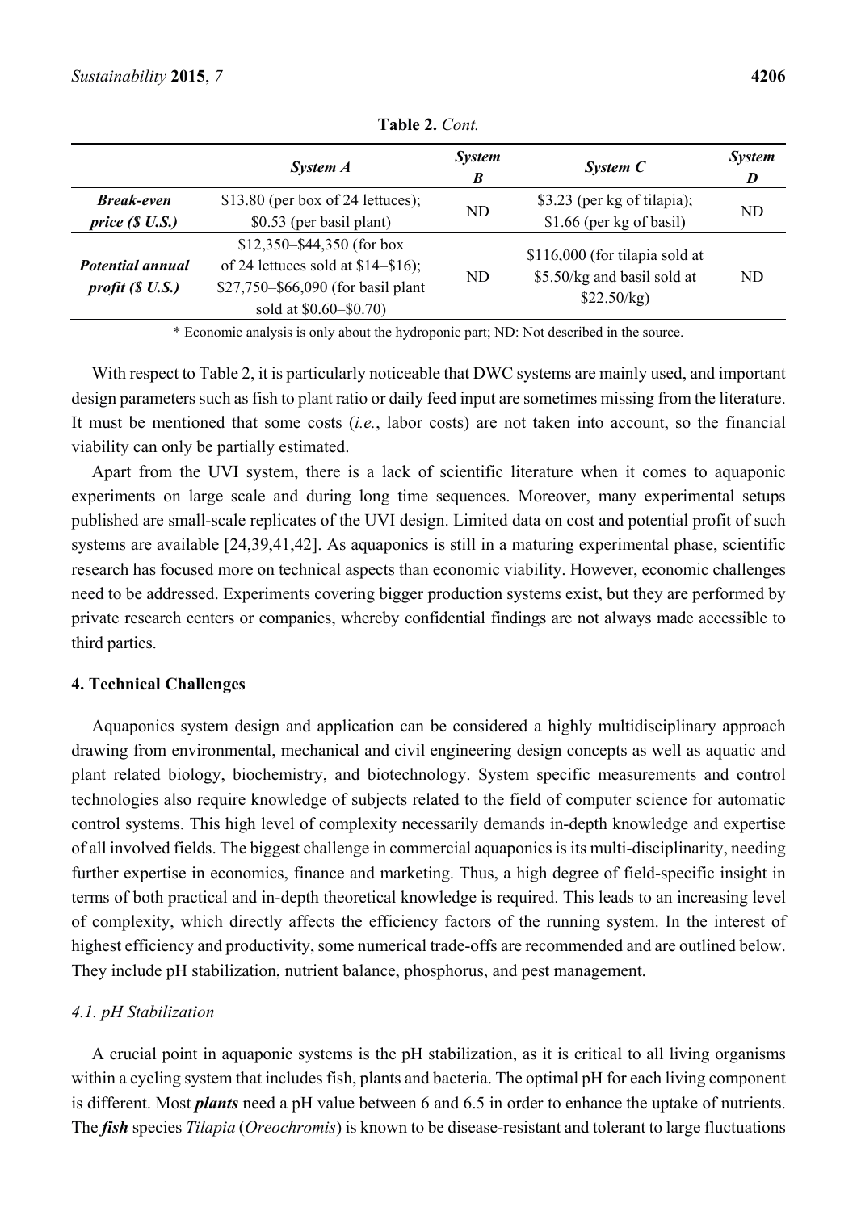**Table 2.** *Cont.*

| | System A | System B | System C | System D |
|---|---|---|---|---|
| ***Break-even price ($ U.S.)*** | $13.80 (per box of 24 lettuces); $0.53 (per basil plant) | ND | $3.23 (per kg of tilapia); $1.66 (per kg of basil) | ND |
| ***Potential annual profit ($ U.S.)*** | $12,350–$44,350 (for box of 24 lettuces sold at $14–$16); $27,750–$66,090 (for basil plant sold at $0.60–$0.70) | ND | $116,000 (for tilapia sold at $5.50/kg and basil sold at $22.50/kg) | ND |

\* Economic analysis is only about the hydroponic part; ND: Not described in the source.

With respect to Table 2, it is particularly noticeable that DWC systems are mainly used, and important design parameters such as fish to plant ratio or daily feed input are sometimes missing from the literature. It must be mentioned that some costs (*i.e.*, labor costs) are not taken into account, so the financial viability can only be partially estimated.

Apart from the UVI system, there is a lack of scientific literature when it comes to aquaponic experiments on large scale and during long time sequences. Moreover, many experimental setups published are small-scale replicates of the UVI design. Limited data on cost and potential profit of such systems are available [24,39,41,42]. As aquaponics is still in a maturing experimental phase, scientific research has focused more on technical aspects than economic viability. However, economic challenges need to be addressed. Experiments covering bigger production systems exist, but they are performed by private research centers or companies, whereby confidential findings are not always made accessible to third parties.

## 4. Technical Challenges

Aquaponics system design and application can be considered a highly multidisciplinary approach drawing from environmental, mechanical and civil engineering design concepts as well as aquatic and plant related biology, biochemistry, and biotechnology. System specific measurements and control technologies also require knowledge of subjects related to the field of computer science for automatic control systems. This high level of complexity necessarily demands in-depth knowledge and expertise of all involved fields. The biggest challenge in commercial aquaponics is its multi-disciplinarity, needing further expertise in economics, finance and marketing. Thus, a high degree of field-specific insight in terms of both practical and in-depth theoretical knowledge is required. This leads to an increasing level of complexity, which directly affects the efficiency factors of the running system. In the interest of highest efficiency and productivity, some numerical trade-offs are recommended and are outlined below. They include pH stabilization, nutrient balance, phosphorus, and pest management.

### *4.1. pH Stabilization*

A crucial point in aquaponic systems is the pH stabilization, as it is critical to all living organisms within a cycling system that includes fish, plants and bacteria. The optimal pH for each living component is different. Most ***plants*** need a pH value between 6 and 6.5 in order to enhance the uptake of nutrients. The ***fish*** species *Tilapia* (*Oreochromis*) is known to be disease-resistant and tolerant to large fluctuations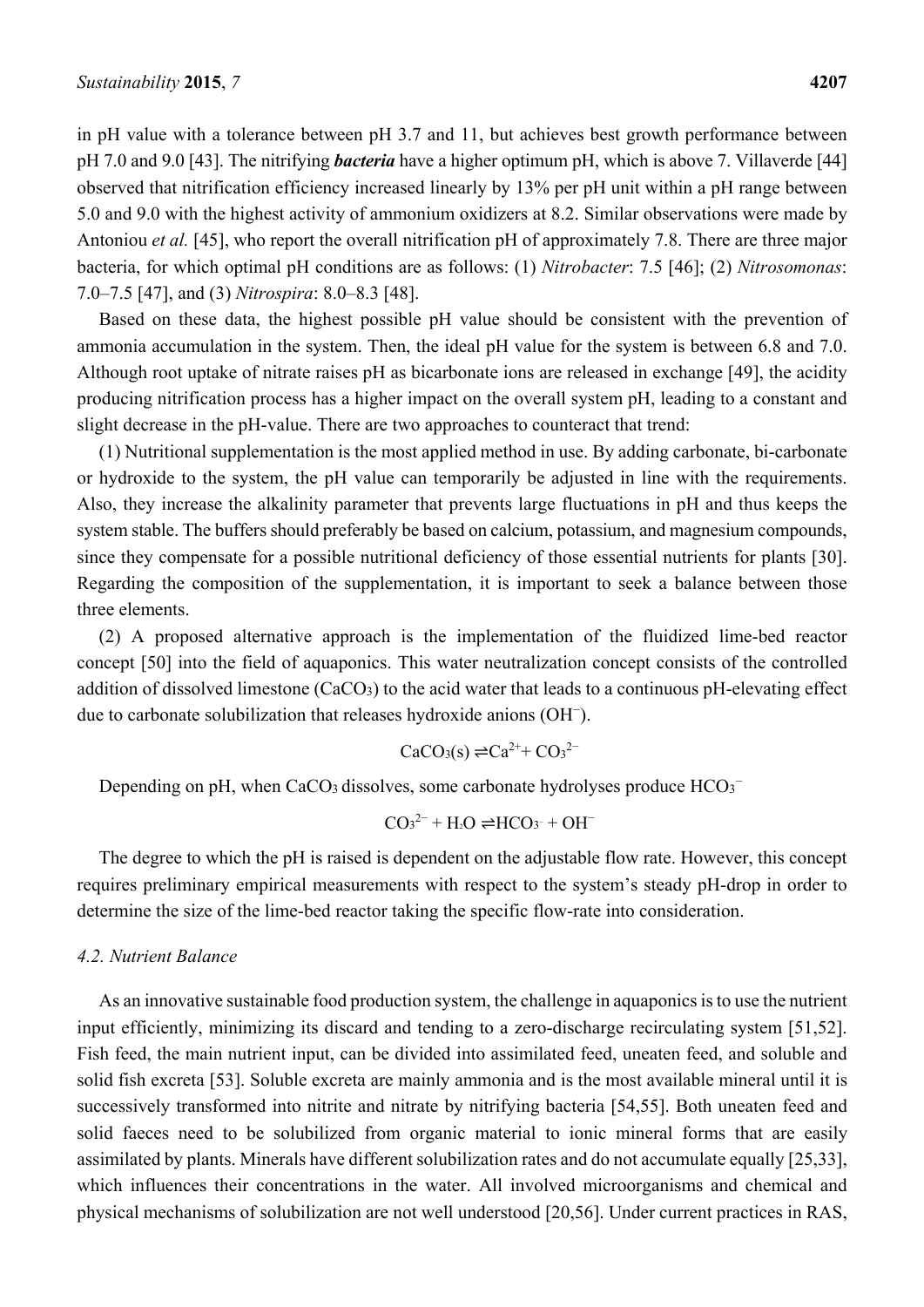in pH value with a tolerance between pH 3.7 and 11, but achieves best growth performance between pH 7.0 and 9.0 [43]. The nitrifying ***bacteria*** have a higher optimum pH, which is above 7. Villaverde [44] observed that nitrification efficiency increased linearly by 13% per pH unit within a pH range between 5.0 and 9.0 with the highest activity of ammonium oxidizers at 8.2. Similar observations were made by Antoniou *et al.* [45], who report the overall nitrification pH of approximately 7.8. There are three major bacteria, for which optimal pH conditions are as follows: (1) *Nitrobacter*: 7.5 [46]; (2) *Nitrosomonas*: 7.0–7.5 [47], and (3) *Nitrospira*: 8.0–8.3 [48].

Based on these data, the highest possible pH value should be consistent with the prevention of ammonia accumulation in the system. Then, the ideal pH value for the system is between 6.8 and 7.0. Although root uptake of nitrate raises pH as bicarbonate ions are released in exchange [49], the acidity producing nitrification process has a higher impact on the overall system pH, leading to a constant and slight decrease in the pH-value. There are two approaches to counteract that trend:

(1) Nutritional supplementation is the most applied method in use. By adding carbonate, bi-carbonate or hydroxide to the system, the pH value can temporarily be adjusted in line with the requirements. Also, they increase the alkalinity parameter that prevents large fluctuations in pH and thus keeps the system stable. The buffers should preferably be based on calcium, potassium, and magnesium compounds, since they compensate for a possible nutritional deficiency of those essential nutrients for plants [30]. Regarding the composition of the supplementation, it is important to seek a balance between those three elements.

(2) A proposed alternative approach is the implementation of the fluidized lime-bed reactor concept [50] into the field of aquaponics. This water neutralization concept consists of the controlled addition of dissolved limestone ($CaCO_3$) to the acid water that leads to a continuous pH-elevating effect due to carbonate solubilization that releases hydroxide anions ($OH^-$).

$$CaCO_3(s) \rightleftharpoons Ca^{2+} + CO_3^{2-}$$

Depending on pH, when $CaCO_3$ dissolves, some carbonate hydrolyses produce $HCO_3^-$

$$CO_3^{2-} + H_2O \rightleftharpoons HCO_3^- + OH^-$$

The degree to which the pH is raised is dependent on the adjustable flow rate. However, this concept requires preliminary empirical measurements with respect to the system's steady pH-drop in order to determine the size of the lime-bed reactor taking the specific flow-rate into consideration.

### 4.2. Nutrient Balance

As an innovative sustainable food production system, the challenge in aquaponics is to use the nutrient input efficiently, minimizing its discard and tending to a zero-discharge recirculating system [51,52]. Fish feed, the main nutrient input, can be divided into assimilated feed, uneaten feed, and soluble and solid fish excreta [53]. Soluble excreta are mainly ammonia and is the most available mineral until it is successively transformed into nitrite and nitrate by nitrifying bacteria [54,55]. Both uneaten feed and solid faeces need to be solubilized from organic material to ionic mineral forms that are easily assimilated by plants. Minerals have different solubilization rates and do not accumulate equally [25,33], which influences their concentrations in the water. All involved microorganisms and chemical and physical mechanisms of solubilization are not well understood [20,56]. Under current practices in RAS,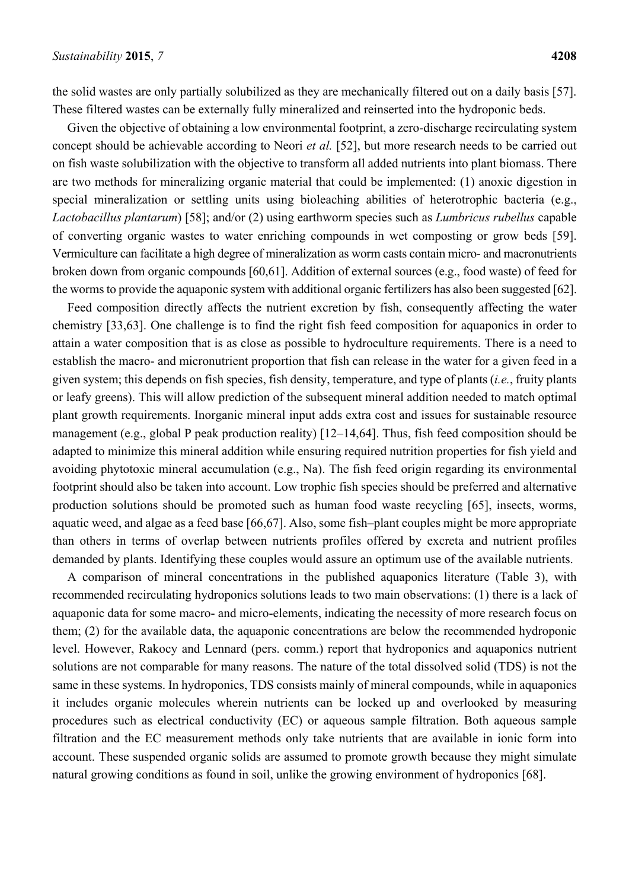the solid wastes are only partially solubilized as they are mechanically filtered out on a daily basis [57]. These filtered wastes can be externally fully mineralized and reinserted into the hydroponic beds.

Given the objective of obtaining a low environmental footprint, a zero-discharge recirculating system concept should be achievable according to Neori *et al.* [52], but more research needs to be carried out on fish waste solubilization with the objective to transform all added nutrients into plant biomass. There are two methods for mineralizing organic material that could be implemented: (1) anoxic digestion in special mineralization or settling units using bioleaching abilities of heterotrophic bacteria (e.g., *Lactobacillus plantarum*) [58]; and/or (2) using earthworm species such as *Lumbricus rubellus* capable of converting organic wastes to water enriching compounds in wet composting or grow beds [59]. Vermiculture can facilitate a high degree of mineralization as worm casts contain micro- and macronutrients broken down from organic compounds [60,61]. Addition of external sources (e.g., food waste) of feed for the worms to provide the aquaponic system with additional organic fertilizers has also been suggested [62].

Feed composition directly affects the nutrient excretion by fish, consequently affecting the water chemistry [33,63]. One challenge is to find the right fish feed composition for aquaponics in order to attain a water composition that is as close as possible to hydroculture requirements. There is a need to establish the macro- and micronutrient proportion that fish can release in the water for a given feed in a given system; this depends on fish species, fish density, temperature, and type of plants (*i.e.*, fruity plants or leafy greens). This will allow prediction of the subsequent mineral addition needed to match optimal plant growth requirements. Inorganic mineral input adds extra cost and issues for sustainable resource management (e.g., global P peak production reality) [12–14,64]. Thus, fish feed composition should be adapted to minimize this mineral addition while ensuring required nutrition properties for fish yield and avoiding phytotoxic mineral accumulation (e.g., Na). The fish feed origin regarding its environmental footprint should also be taken into account. Low trophic fish species should be preferred and alternative production solutions should be promoted such as human food waste recycling [65], insects, worms, aquatic weed, and algae as a feed base [66,67]. Also, some fish–plant couples might be more appropriate than others in terms of overlap between nutrients profiles offered by excreta and nutrient profiles demanded by plants. Identifying these couples would assure an optimum use of the available nutrients.

A comparison of mineral concentrations in the published aquaponics literature (Table 3), with recommended recirculating hydroponics solutions leads to two main observations: (1) there is a lack of aquaponic data for some macro- and micro-elements, indicating the necessity of more research focus on them; (2) for the available data, the aquaponic concentrations are below the recommended hydroponic level. However, Rakocy and Lennard (pers. comm.) report that hydroponics and aquaponics nutrient solutions are not comparable for many reasons. The nature of the total dissolved solid (TDS) is not the same in these systems. In hydroponics, TDS consists mainly of mineral compounds, while in aquaponics it includes organic molecules wherein nutrients can be locked up and overlooked by measuring procedures such as electrical conductivity (EC) or aqueous sample filtration. Both aqueous sample filtration and the EC measurement methods only take nutrients that are available in ionic form into account. These suspended organic solids are assumed to promote growth because they might simulate natural growing conditions as found in soil, unlike the growing environment of hydroponics [68].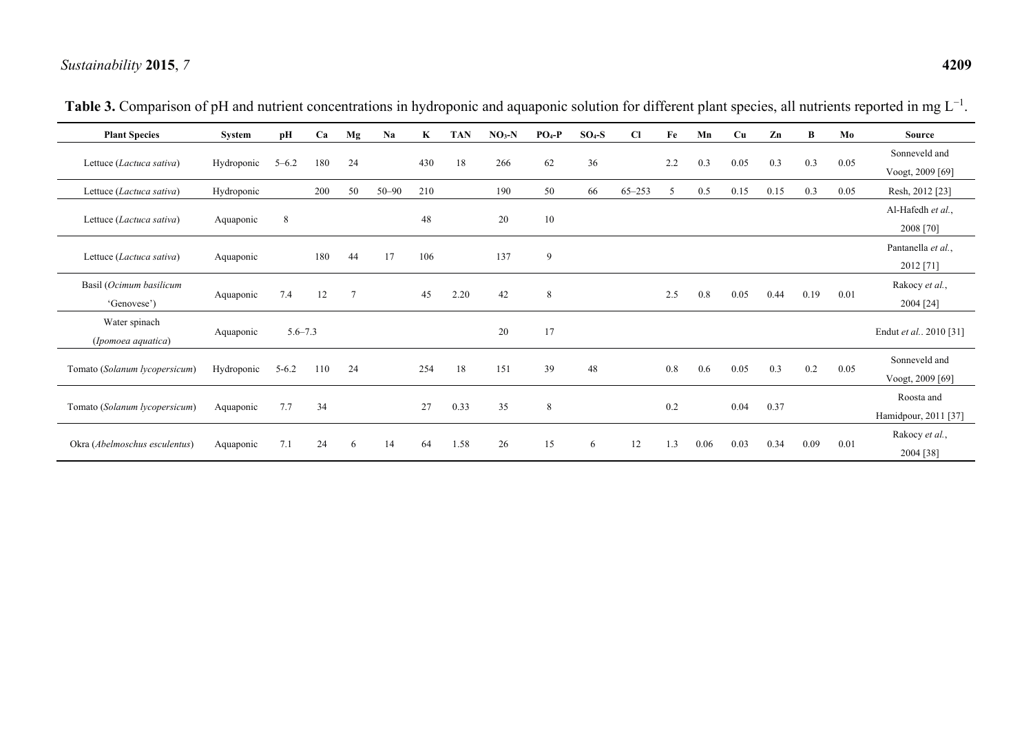**Table 3.** Comparison of pH and nutrient concentrations in hydroponic and aquaponic solution for different plant species, all nutrients reported in mg $L^{-1}$.

| Plant Species | System | pH | Ca | Mg | Na | K | TAN | $NO_3$-N | $PO_4$-P | $SO_4$-S | Cl | Fe | Mn | Cu | Zn | B | Mo | Source |
|---|---|---|---|---|---|---|---|---|---|---|---|---|---|---|---|---|---|---|
| Lettuce (*Lactuca sativa*) | Hydroponic | 5–6.2 | 180 | 24 | | 430 | 18 | 266 | 62 | 36 | | 2.2 | 0.3 | 0.05 | 0.3 | 0.3 | 0.05 | Sonneveld and Voogt, 2009 [69] |
| Lettuce (*Lactuca sativa*) | Hydroponic | | 200 | 50 | 50–90 | 210 | | 190 | 50 | 66 | 65–253 | 5 | 0.5 | 0.15 | 0.15 | 0.3 | 0.05 | Resh, 2012 [23] |
| Lettuce (*Lactuca sativa*) | Aquaponic | 8 | | | | 48 | | 20 | 10 | | | | | | | | | Al-Hafedh *et al.*, 2008 [70] |
| Lettuce (*Lactuca sativa*) | Aquaponic | | 180 | 44 | 17 | 106 | | 137 | 9 | | | | | | | | | Pantanella *et al.*, 2012 [71] |
| Basil (*Ocimum basilicum* 'Genovese') | Aquaponic | 7.4 | 12 | 7 | | 45 | 2.20 | 42 | 8 | | | 2.5 | 0.8 | 0.05 | 0.44 | 0.19 | 0.01 | Rakocy *et al.*, 2004 [24] |
| Water spinach (*Ipomoea aquatica*) | Aquaponic | 5.6–7.3 | | | | | | 20 | 17 | | | | | | | | | Endut *et al.*. 2010 [31] |
| Tomato (*Solanum lycopersicum*) | Hydroponic | 5-6.2 | 110 | 24 | | 254 | 18 | 151 | 39 | 48 | | 0.8 | 0.6 | 0.05 | 0.3 | 0.2 | 0.05 | Sonneveld and Voogt, 2009 [69] |
| Tomato (*Solanum lycopersicum*) | Aquaponic | 7.7 | 34 | | | 27 | 0.33 | 35 | 8 | | | 0.2 | | 0.04 | 0.37 | | | Roosta and Hamidpour, 2011 [37] |
| Okra (*Abelmoschus esculentus*) | Aquaponic | 7.1 | 24 | 6 | 14 | 64 | 1.58 | 26 | 15 | 6 | 12 | 1.3 | 0.06 | 0.03 | 0.34 | 0.09 | 0.01 | Rakocy *et al.*, 2004 [38] |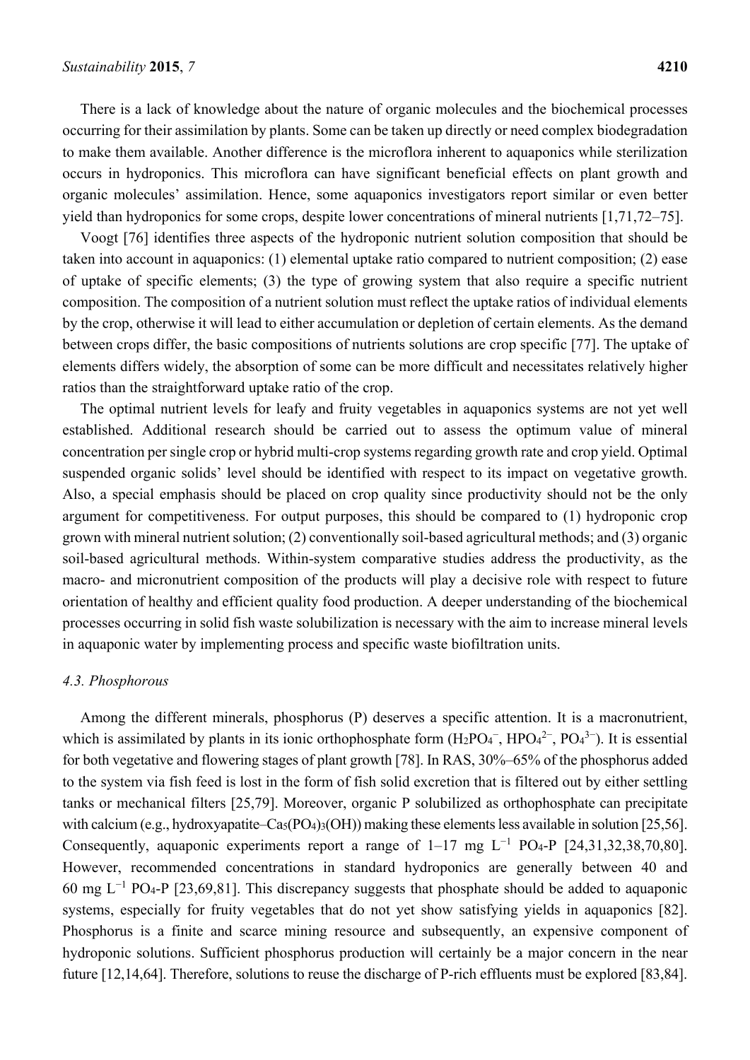There is a lack of knowledge about the nature of organic molecules and the biochemical processes occurring for their assimilation by plants. Some can be taken up directly or need complex biodegradation to make them available. Another difference is the microflora inherent to aquaponics while sterilization occurs in hydroponics. This microflora can have significant beneficial effects on plant growth and organic molecules' assimilation. Hence, some aquaponics investigators report similar or even better yield than hydroponics for some crops, despite lower concentrations of mineral nutrients [1,71,72–75].

Voogt [76] identifies three aspects of the hydroponic nutrient solution composition that should be taken into account in aquaponics: (1) elemental uptake ratio compared to nutrient composition; (2) ease of uptake of specific elements; (3) the type of growing system that also require a specific nutrient composition. The composition of a nutrient solution must reflect the uptake ratios of individual elements by the crop, otherwise it will lead to either accumulation or depletion of certain elements. As the demand between crops differ, the basic compositions of nutrients solutions are crop specific [77]. The uptake of elements differs widely, the absorption of some can be more difficult and necessitates relatively higher ratios than the straightforward uptake ratio of the crop.

The optimal nutrient levels for leafy and fruity vegetables in aquaponics systems are not yet well established. Additional research should be carried out to assess the optimum value of mineral concentration per single crop or hybrid multi-crop systems regarding growth rate and crop yield. Optimal suspended organic solids' level should be identified with respect to its impact on vegetative growth. Also, a special emphasis should be placed on crop quality since productivity should not be the only argument for competitiveness. For output purposes, this should be compared to (1) hydroponic crop grown with mineral nutrient solution; (2) conventionally soil-based agricultural methods; and (3) organic soil-based agricultural methods. Within-system comparative studies address the productivity, as the macro- and micronutrient composition of the products will play a decisive role with respect to future orientation of healthy and efficient quality food production. A deeper understanding of the biochemical processes occurring in solid fish waste solubilization is necessary with the aim to increase mineral levels in aquaponic water by implementing process and specific waste biofiltration units.

### 4.3. Phosphorous

Among the different minerals, phosphorus (P) deserves a specific attention. It is a macronutrient, which is assimilated by plants in its ionic orthophosphate form ($H_2PO_4^-$, $HPO_4^{2-}$, $PO_4^{3-}$). It is essential for both vegetative and flowering stages of plant growth [78]. In RAS, 30%–65% of the phosphorus added to the system via fish feed is lost in the form of fish solid excretion that is filtered out by either settling tanks or mechanical filters [25,79]. Moreover, organic P solubilized as orthophosphate can precipitate with calcium (e.g., hydroxyapatite–$Ca_5(PO_4)_3(OH)$) making these elements less available in solution [25,56]. Consequently, aquaponic experiments report a range of 1–17 mg $L^{-1}$ $PO_4$-P [24,31,32,38,70,80]. However, recommended concentrations in standard hydroponics are generally between 40 and 60 mg $L^{-1}$ $PO_4$-P [23,69,81]. This discrepancy suggests that phosphate should be added to aquaponic systems, especially for fruity vegetables that do not yet show satisfying yields in aquaponics [82]. Phosphorus is a finite and scarce mining resource and subsequently, an expensive component of hydroponic solutions. Sufficient phosphorus production will certainly be a major concern in the near future [12,14,64]. Therefore, solutions to reuse the discharge of P-rich effluents must be explored [83,84].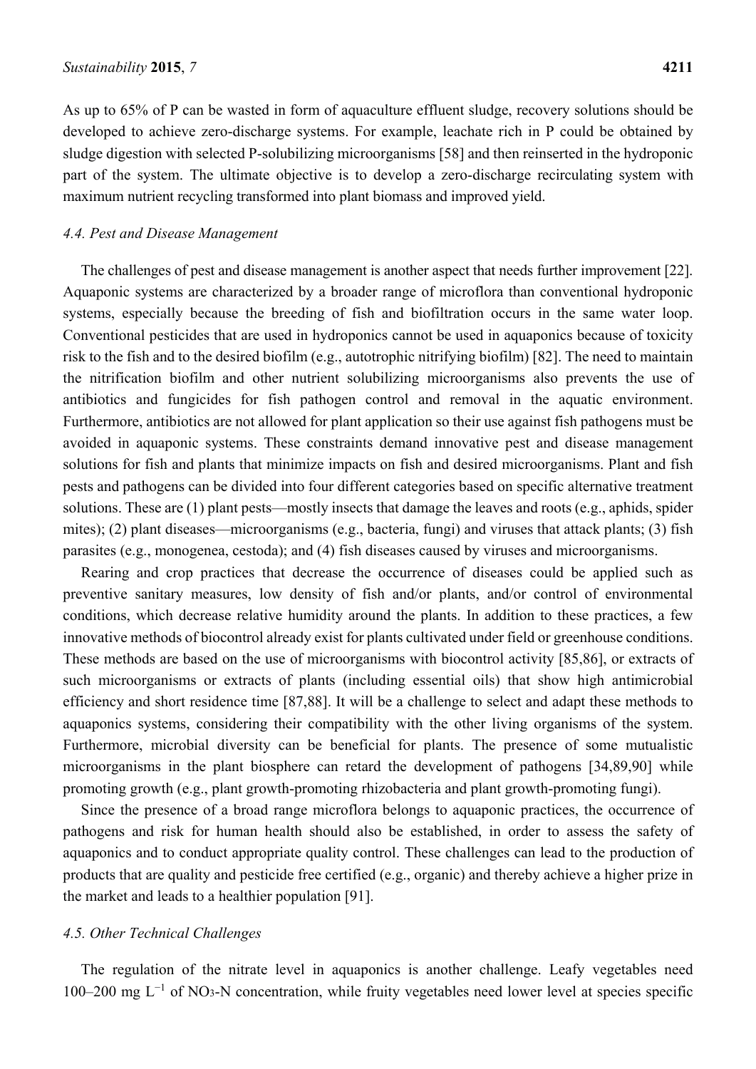As up to 65% of P can be wasted in form of aquaculture effluent sludge, recovery solutions should be developed to achieve zero-discharge systems. For example, leachate rich in P could be obtained by sludge digestion with selected P-solubilizing microorganisms [58] and then reinserted in the hydroponic part of the system. The ultimate objective is to develop a zero-discharge recirculating system with maximum nutrient recycling transformed into plant biomass and improved yield.

### *4.4. Pest and Disease Management*

The challenges of pest and disease management is another aspect that needs further improvement [22]. Aquaponic systems are characterized by a broader range of microflora than conventional hydroponic systems, especially because the breeding of fish and biofiltration occurs in the same water loop. Conventional pesticides that are used in hydroponics cannot be used in aquaponics because of toxicity risk to the fish and to the desired biofilm (e.g., autotrophic nitrifying biofilm) [82]. The need to maintain the nitrification biofilm and other nutrient solubilizing microorganisms also prevents the use of antibiotics and fungicides for fish pathogen control and removal in the aquatic environment. Furthermore, antibiotics are not allowed for plant application so their use against fish pathogens must be avoided in aquaponic systems. These constraints demand innovative pest and disease management solutions for fish and plants that minimize impacts on fish and desired microorganisms. Plant and fish pests and pathogens can be divided into four different categories based on specific alternative treatment solutions. These are (1) plant pests—mostly insects that damage the leaves and roots (e.g., aphids, spider mites); (2) plant diseases—microorganisms (e.g., bacteria, fungi) and viruses that attack plants; (3) fish parasites (e.g., monogenea, cestoda); and (4) fish diseases caused by viruses and microorganisms.

Rearing and crop practices that decrease the occurrence of diseases could be applied such as preventive sanitary measures, low density of fish and/or plants, and/or control of environmental conditions, which decrease relative humidity around the plants. In addition to these practices, a few innovative methods of biocontrol already exist for plants cultivated under field or greenhouse conditions. These methods are based on the use of microorganisms with biocontrol activity [85,86], or extracts of such microorganisms or extracts of plants (including essential oils) that show high antimicrobial efficiency and short residence time [87,88]. It will be a challenge to select and adapt these methods to aquaponics systems, considering their compatibility with the other living organisms of the system. Furthermore, microbial diversity can be beneficial for plants. The presence of some mutualistic microorganisms in the plant biosphere can retard the development of pathogens [34,89,90] while promoting growth (e.g., plant growth-promoting rhizobacteria and plant growth-promoting fungi).

Since the presence of a broad range microflora belongs to aquaponic practices, the occurrence of pathogens and risk for human health should also be established, in order to assess the safety of aquaponics and to conduct appropriate quality control. These challenges can lead to the production of products that are quality and pesticide free certified (e.g., organic) and thereby achieve a higher prize in the market and leads to a healthier population [91].

### *4.5. Other Technical Challenges*

The regulation of the nitrate level in aquaponics is another challenge. Leafy vegetables need 100–200 mg $L^{-1}$ of $NO_3$-N concentration, while fruity vegetables need lower level at species specific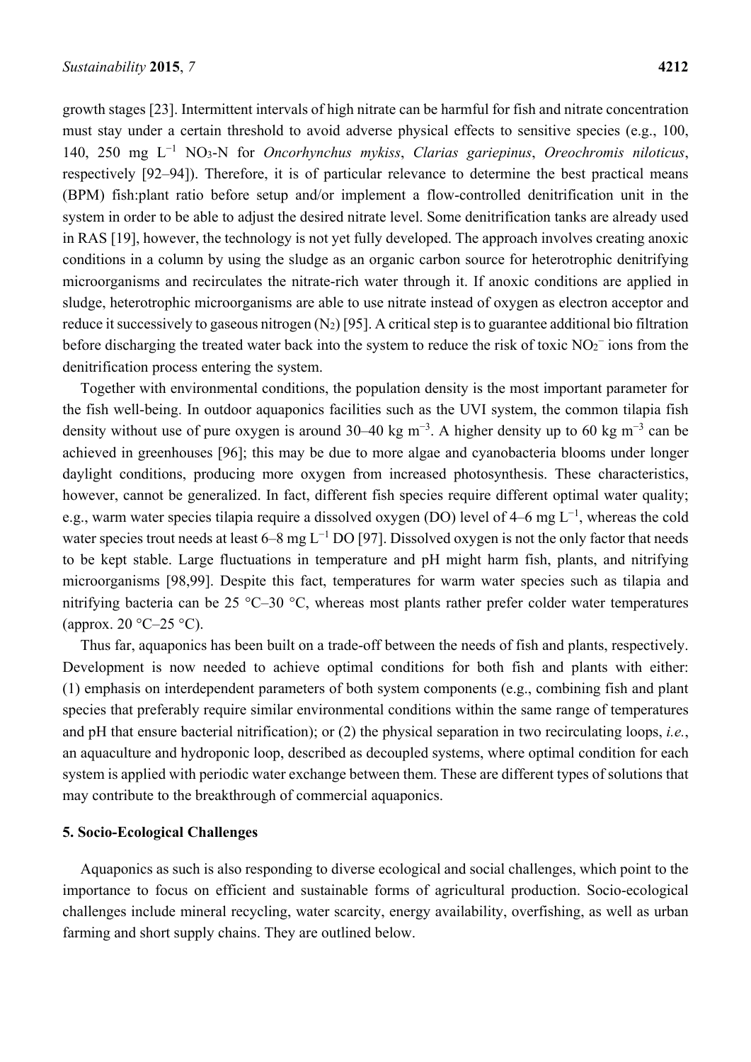growth stages [23]. Intermittent intervals of high nitrate can be harmful for fish and nitrate concentration must stay under a certain threshold to avoid adverse physical effects to sensitive species (e.g., 100, 140, 250 mg $L^{-1}$ $NO_3$-N for *Oncorhynchus mykiss*, *Clarias gariepinus*, *Oreochromis niloticus*, respectively [92–94]). Therefore, it is of particular relevance to determine the best practical means (BPM) fish:plant ratio before setup and/or implement a flow-controlled denitrification unit in the system in order to be able to adjust the desired nitrate level. Some denitrification tanks are already used in RAS [19], however, the technology is not yet fully developed. The approach involves creating anoxic conditions in a column by using the sludge as an organic carbon source for heterotrophic denitrifying microorganisms and recirculates the nitrate-rich water through it. If anoxic conditions are applied in sludge, heterotrophic microorganisms are able to use nitrate instead of oxygen as electron acceptor and reduce it successively to gaseous nitrogen ($N_2$) [95]. A critical step is to guarantee additional bio filtration before discharging the treated water back into the system to reduce the risk of toxic $NO_2^-$ ions from the denitrification process entering the system.

Together with environmental conditions, the population density is the most important parameter for the fish well-being. In outdoor aquaponics facilities such as the UVI system, the common tilapia fish density without use of pure oxygen is around 30–40 kg $m^{-3}$. A higher density up to 60 kg $m^{-3}$ can be achieved in greenhouses [96]; this may be due to more algae and cyanobacteria blooms under longer daylight conditions, producing more oxygen from increased photosynthesis. These characteristics, however, cannot be generalized. In fact, different fish species require different optimal water quality; e.g., warm water species tilapia require a dissolved oxygen (DO) level of 4–6 mg $L^{-1}$, whereas the cold water species trout needs at least 6–8 mg $L^{-1}$ DO [97]. Dissolved oxygen is not the only factor that needs to be kept stable. Large fluctuations in temperature and pH might harm fish, plants, and nitrifying microorganisms [98,99]. Despite this fact, temperatures for warm water species such as tilapia and nitrifying bacteria can be 25 °C–30 °C, whereas most plants rather prefer colder water temperatures (approx. 20 °C–25 °C).

Thus far, aquaponics has been built on a trade-off between the needs of fish and plants, respectively. Development is now needed to achieve optimal conditions for both fish and plants with either: (1) emphasis on interdependent parameters of both system components (e.g., combining fish and plant species that preferably require similar environmental conditions within the same range of temperatures and pH that ensure bacterial nitrification); or (2) the physical separation in two recirculating loops, *i.e.*, an aquaculture and hydroponic loop, described as decoupled systems, where optimal condition for each system is applied with periodic water exchange between them. These are different types of solutions that may contribute to the breakthrough of commercial aquaponics.

## 5. Socio-Ecological Challenges

Aquaponics as such is also responding to diverse ecological and social challenges, which point to the importance to focus on efficient and sustainable forms of agricultural production. Socio-ecological challenges include mineral recycling, water scarcity, energy availability, overfishing, as well as urban farming and short supply chains. They are outlined below.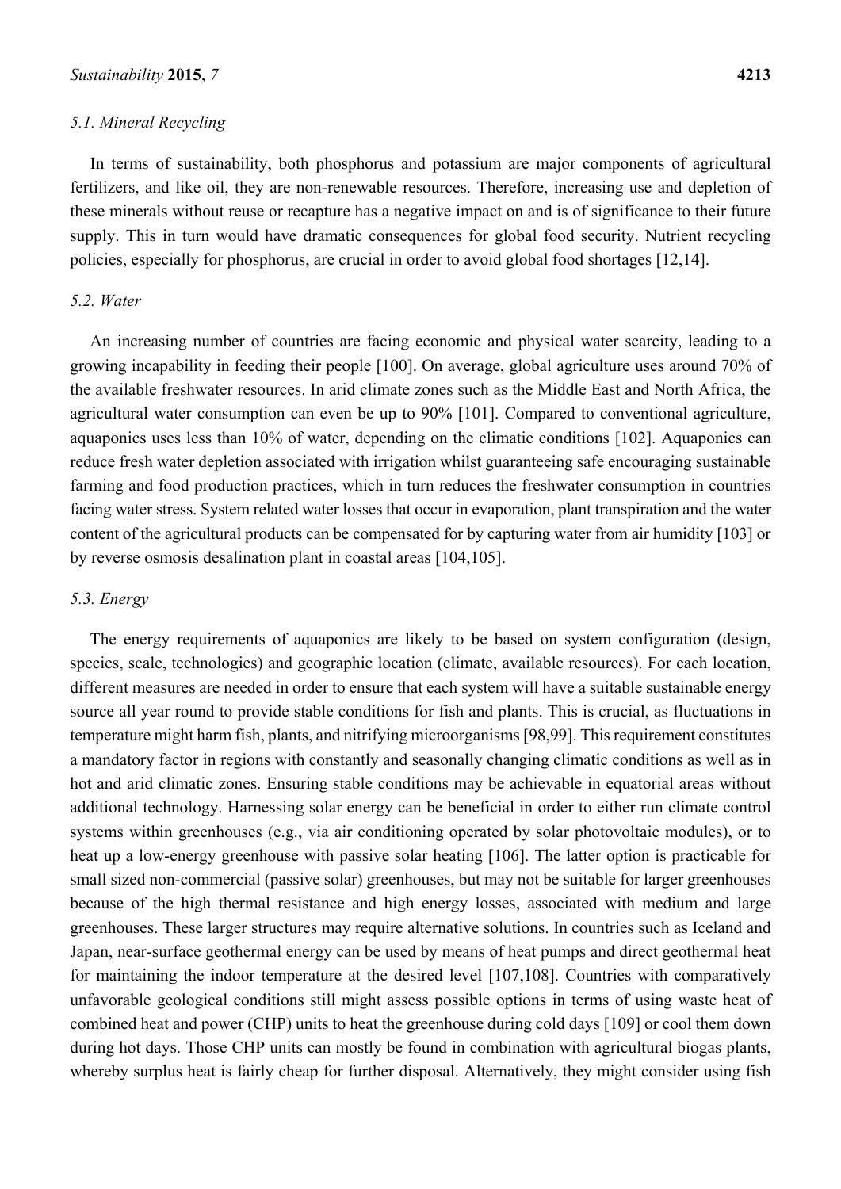### 5.1. Mineral Recycling

In terms of sustainability, both phosphorus and potassium are major components of agricultural fertilizers, and like oil, they are non-renewable resources. Therefore, increasing use and depletion of these minerals without reuse or recapture has a negative impact on and is of significance to their future supply. This in turn would have dramatic consequences for global food security. Nutrient recycling policies, especially for phosphorus, are crucial in order to avoid global food shortages [12,14].

### 5.2. Water

An increasing number of countries are facing economic and physical water scarcity, leading to a growing incapability in feeding their people [100]. On average, global agriculture uses around 70% of the available freshwater resources. In arid climate zones such as the Middle East and North Africa, the agricultural water consumption can even be up to 90% [101]. Compared to conventional agriculture, aquaponics uses less than 10% of water, depending on the climatic conditions [102]. Aquaponics can reduce fresh water depletion associated with irrigation whilst guaranteeing safe encouraging sustainable farming and food production practices, which in turn reduces the freshwater consumption in countries facing water stress. System related water losses that occur in evaporation, plant transpiration and the water content of the agricultural products can be compensated for by capturing water from air humidity [103] or by reverse osmosis desalination plant in coastal areas [104,105].

### 5.3. Energy

The energy requirements of aquaponics are likely to be based on system configuration (design, species, scale, technologies) and geographic location (climate, available resources). For each location, different measures are needed in order to ensure that each system will have a suitable sustainable energy source all year round to provide stable conditions for fish and plants. This is crucial, as fluctuations in temperature might harm fish, plants, and nitrifying microorganisms [98,99]. This requirement constitutes a mandatory factor in regions with constantly and seasonally changing climatic conditions as well as in hot and arid climatic zones. Ensuring stable conditions may be achievable in equatorial areas without additional technology. Harnessing solar energy can be beneficial in order to either run climate control systems within greenhouses (e.g., via air conditioning operated by solar photovoltaic modules), or to heat up a low-energy greenhouse with passive solar heating [106]. The latter option is practicable for small sized non-commercial (passive solar) greenhouses, but may not be suitable for larger greenhouses because of the high thermal resistance and high energy losses, associated with medium and large greenhouses. These larger structures may require alternative solutions. In countries such as Iceland and Japan, near-surface geothermal energy can be used by means of heat pumps and direct geothermal heat for maintaining the indoor temperature at the desired level [107,108]. Countries with comparatively unfavorable geological conditions still might assess possible options in terms of using waste heat of combined heat and power (CHP) units to heat the greenhouse during cold days [109] or cool them down during hot days. Those CHP units can mostly be found in combination with agricultural biogas plants, whereby surplus heat is fairly cheap for further disposal. Alternatively, they might consider using fish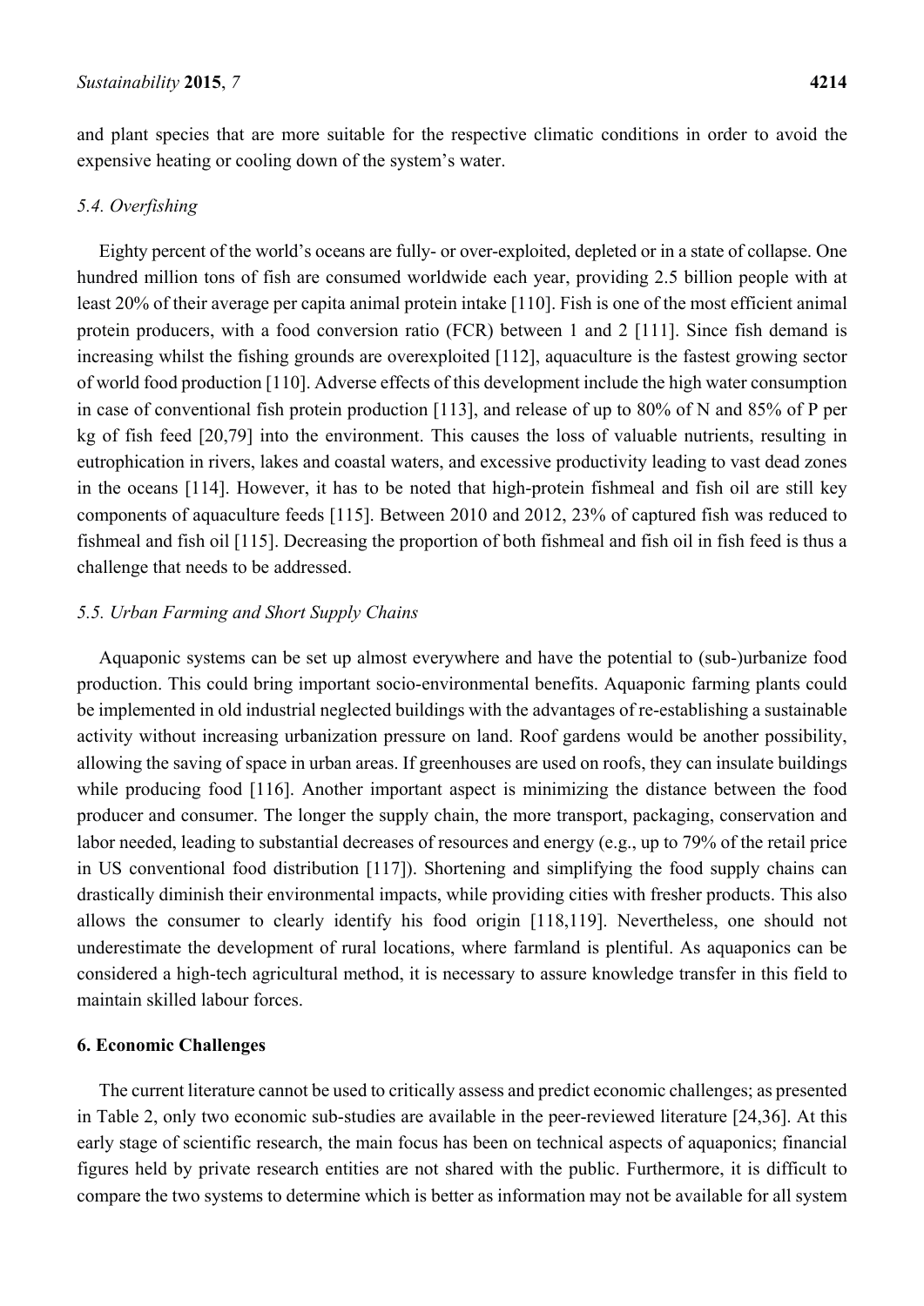and plant species that are more suitable for the respective climatic conditions in order to avoid the expensive heating or cooling down of the system's water.

### *5.4. Overfishing*

Eighty percent of the world's oceans are fully- or over-exploited, depleted or in a state of collapse. One hundred million tons of fish are consumed worldwide each year, providing 2.5 billion people with at least 20% of their average per capita animal protein intake [110]. Fish is one of the most efficient animal protein producers, with a food conversion ratio (FCR) between 1 and 2 [111]. Since fish demand is increasing whilst the fishing grounds are overexploited [112], aquaculture is the fastest growing sector of world food production [110]. Adverse effects of this development include the high water consumption in case of conventional fish protein production [113], and release of up to 80% of N and 85% of P per kg of fish feed [20,79] into the environment. This causes the loss of valuable nutrients, resulting in eutrophication in rivers, lakes and coastal waters, and excessive productivity leading to vast dead zones in the oceans [114]. However, it has to be noted that high-protein fishmeal and fish oil are still key components of aquaculture feeds [115]. Between 2010 and 2012, 23% of captured fish was reduced to fishmeal and fish oil [115]. Decreasing the proportion of both fishmeal and fish oil in fish feed is thus a challenge that needs to be addressed.

### *5.5. Urban Farming and Short Supply Chains*

Aquaponic systems can be set up almost everywhere and have the potential to (sub-)urbanize food production. This could bring important socio-environmental benefits. Aquaponic farming plants could be implemented in old industrial neglected buildings with the advantages of re-establishing a sustainable activity without increasing urbanization pressure on land. Roof gardens would be another possibility, allowing the saving of space in urban areas. If greenhouses are used on roofs, they can insulate buildings while producing food [116]. Another important aspect is minimizing the distance between the food producer and consumer. The longer the supply chain, the more transport, packaging, conservation and labor needed, leading to substantial decreases of resources and energy (e.g., up to 79% of the retail price in US conventional food distribution [117]). Shortening and simplifying the food supply chains can drastically diminish their environmental impacts, while providing cities with fresher products. This also allows the consumer to clearly identify his food origin [118,119]. Nevertheless, one should not underestimate the development of rural locations, where farmland is plentiful. As aquaponics can be considered a high-tech agricultural method, it is necessary to assure knowledge transfer in this field to maintain skilled labour forces.

## 6. Economic Challenges

The current literature cannot be used to critically assess and predict economic challenges; as presented in Table 2, only two economic sub-studies are available in the peer-reviewed literature [24,36]. At this early stage of scientific research, the main focus has been on technical aspects of aquaponics; financial figures held by private research entities are not shared with the public. Furthermore, it is difficult to compare the two systems to determine which is better as information may not be available for all system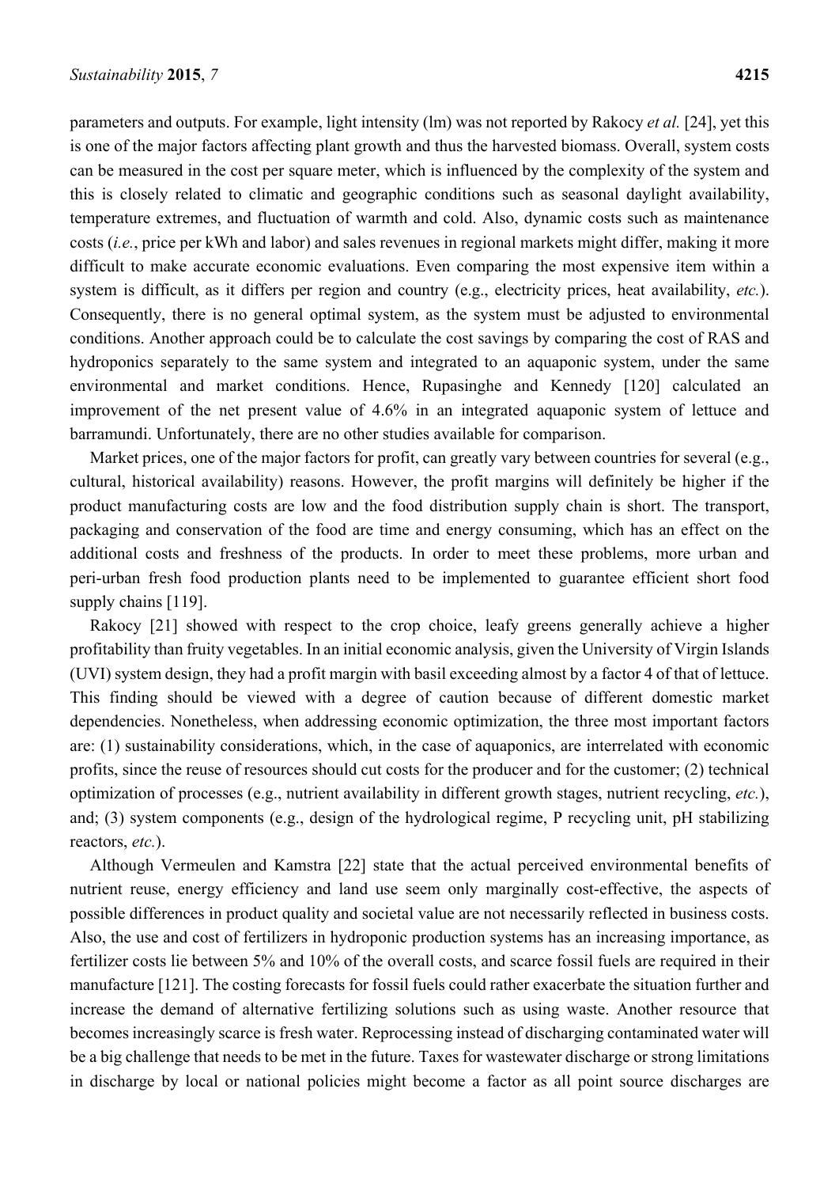parameters and outputs. For example, light intensity (lm) was not reported by Rakocy *et al.* [24], yet this is one of the major factors affecting plant growth and thus the harvested biomass. Overall, system costs can be measured in the cost per square meter, which is influenced by the complexity of the system and this is closely related to climatic and geographic conditions such as seasonal daylight availability, temperature extremes, and fluctuation of warmth and cold. Also, dynamic costs such as maintenance costs (*i.e.*, price per kWh and labor) and sales revenues in regional markets might differ, making it more difficult to make accurate economic evaluations. Even comparing the most expensive item within a system is difficult, as it differs per region and country (e.g., electricity prices, heat availability, *etc.*). Consequently, there is no general optimal system, as the system must be adjusted to environmental conditions. Another approach could be to calculate the cost savings by comparing the cost of RAS and hydroponics separately to the same system and integrated to an aquaponic system, under the same environmental and market conditions. Hence, Rupasinghe and Kennedy [120] calculated an improvement of the net present value of 4.6% in an integrated aquaponic system of lettuce and barramundi. Unfortunately, there are no other studies available for comparison.

Market prices, one of the major factors for profit, can greatly vary between countries for several (e.g., cultural, historical availability) reasons. However, the profit margins will definitely be higher if the product manufacturing costs are low and the food distribution supply chain is short. The transport, packaging and conservation of the food are time and energy consuming, which has an effect on the additional costs and freshness of the products. In order to meet these problems, more urban and peri-urban fresh food production plants need to be implemented to guarantee efficient short food supply chains [119].

Rakocy [21] showed with respect to the crop choice, leafy greens generally achieve a higher profitability than fruity vegetables. In an initial economic analysis, given the University of Virgin Islands (UVI) system design, they had a profit margin with basil exceeding almost by a factor 4 of that of lettuce. This finding should be viewed with a degree of caution because of different domestic market dependencies. Nonetheless, when addressing economic optimization, the three most important factors are: (1) sustainability considerations, which, in the case of aquaponics, are interrelated with economic profits, since the reuse of resources should cut costs for the producer and for the customer; (2) technical optimization of processes (e.g., nutrient availability in different growth stages, nutrient recycling, *etc.*), and; (3) system components (e.g., design of the hydrological regime, P recycling unit, pH stabilizing reactors, *etc.*).

Although Vermeulen and Kamstra [22] state that the actual perceived environmental benefits of nutrient reuse, energy efficiency and land use seem only marginally cost-effective, the aspects of possible differences in product quality and societal value are not necessarily reflected in business costs. Also, the use and cost of fertilizers in hydroponic production systems has an increasing importance, as fertilizer costs lie between 5% and 10% of the overall costs, and scarce fossil fuels are required in their manufacture [121]. The costing forecasts for fossil fuels could rather exacerbate the situation further and increase the demand of alternative fertilizing solutions such as using waste. Another resource that becomes increasingly scarce is fresh water. Reprocessing instead of discharging contaminated water will be a big challenge that needs to be met in the future. Taxes for wastewater discharge or strong limitations in discharge by local or national policies might become a factor as all point source discharges are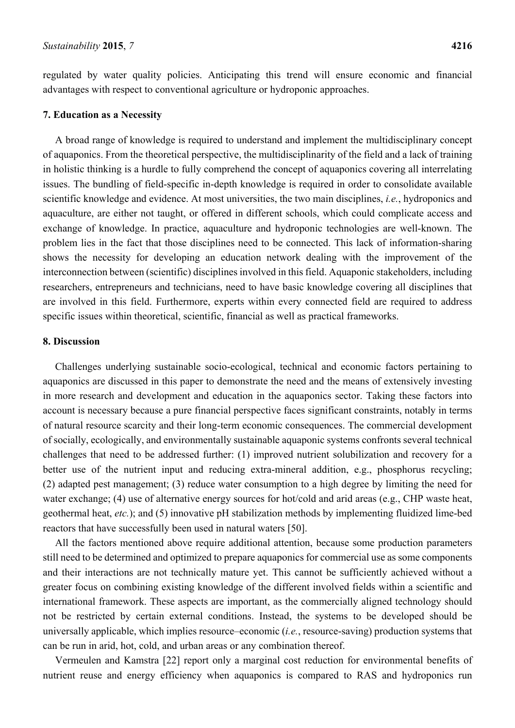regulated by water quality policies. Anticipating this trend will ensure economic and financial advantages with respect to conventional agriculture or hydroponic approaches.

## 7. Education as a Necessity

A broad range of knowledge is required to understand and implement the multidisciplinary concept of aquaponics. From the theoretical perspective, the multidisciplinarity of the field and a lack of training in holistic thinking is a hurdle to fully comprehend the concept of aquaponics covering all interrelating issues. The bundling of field-specific in-depth knowledge is required in order to consolidate available scientific knowledge and evidence. At most universities, the two main disciplines, *i.e.*, hydroponics and aquaculture, are either not taught, or offered in different schools, which could complicate access and exchange of knowledge. In practice, aquaculture and hydroponic technologies are well-known. The problem lies in the fact that those disciplines need to be connected. This lack of information-sharing shows the necessity for developing an education network dealing with the improvement of the interconnection between (scientific) disciplines involved in this field. Aquaponic stakeholders, including researchers, entrepreneurs and technicians, need to have basic knowledge covering all disciplines that are involved in this field. Furthermore, experts within every connected field are required to address specific issues within theoretical, scientific, financial as well as practical frameworks.

## 8. Discussion

Challenges underlying sustainable socio-ecological, technical and economic factors pertaining to aquaponics are discussed in this paper to demonstrate the need and the means of extensively investing in more research and development and education in the aquaponics sector. Taking these factors into account is necessary because a pure financial perspective faces significant constraints, notably in terms of natural resource scarcity and their long-term economic consequences. The commercial development of socially, ecologically, and environmentally sustainable aquaponic systems confronts several technical challenges that need to be addressed further: (1) improved nutrient solubilization and recovery for a better use of the nutrient input and reducing extra-mineral addition, e.g., phosphorus recycling; (2) adapted pest management; (3) reduce water consumption to a high degree by limiting the need for water exchange; (4) use of alternative energy sources for hot/cold and arid areas (e.g., CHP waste heat, geothermal heat, *etc.*); and (5) innovative pH stabilization methods by implementing fluidized lime-bed reactors that have successfully been used in natural waters [50].

All the factors mentioned above require additional attention, because some production parameters still need to be determined and optimized to prepare aquaponics for commercial use as some components and their interactions are not technically mature yet. This cannot be sufficiently achieved without a greater focus on combining existing knowledge of the different involved fields within a scientific and international framework. These aspects are important, as the commercially aligned technology should not be restricted by certain external conditions. Instead, the systems to be developed should be universally applicable, which implies resource–economic (*i.e.*, resource-saving) production systems that can be run in arid, hot, cold, and urban areas or any combination thereof.

Vermeulen and Kamstra [22] report only a marginal cost reduction for environmental benefits of nutrient reuse and energy efficiency when aquaponics is compared to RAS and hydroponics run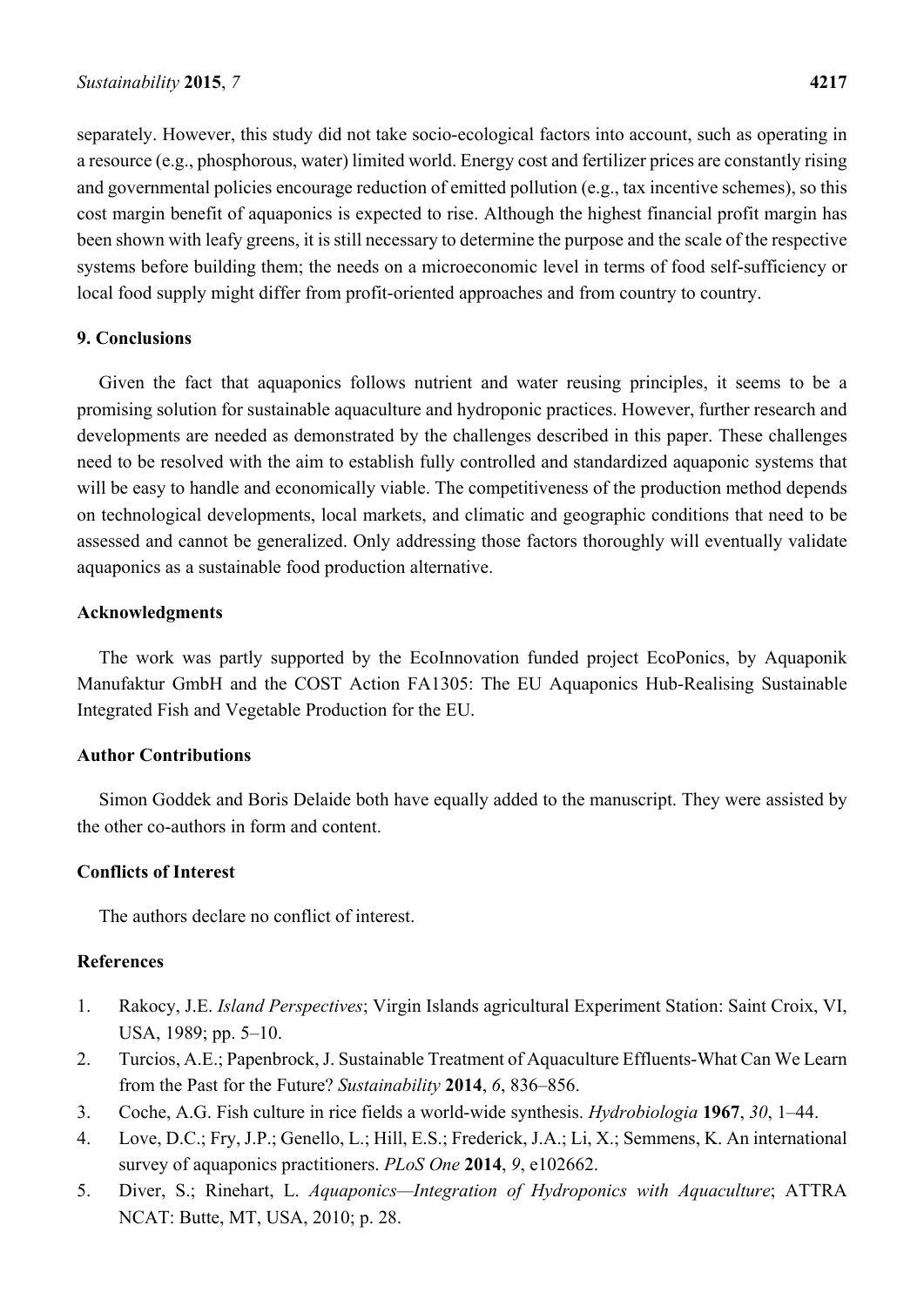separately. However, this study did not take socio-ecological factors into account, such as operating in a resource (e.g., phosphorous, water) limited world. Energy cost and fertilizer prices are constantly rising and governmental policies encourage reduction of emitted pollution (e.g., tax incentive schemes), so this cost margin benefit of aquaponics is expected to rise. Although the highest financial profit margin has been shown with leafy greens, it is still necessary to determine the purpose and the scale of the respective systems before building them; the needs on a microeconomic level in terms of food self-sufficiency or local food supply might differ from profit-oriented approaches and from country to country.

## 9. Conclusions

Given the fact that aquaponics follows nutrient and water reusing principles, it seems to be a promising solution for sustainable aquaculture and hydroponic practices. However, further research and developments are needed as demonstrated by the challenges described in this paper. These challenges need to be resolved with the aim to establish fully controlled and standardized aquaponic systems that will be easy to handle and economically viable. The competitiveness of the production method depends on technological developments, local markets, and climatic and geographic conditions that need to be assessed and cannot be generalized. Only addressing those factors thoroughly will eventually validate aquaponics as a sustainable food production alternative.

## Acknowledgments

The work was partly supported by the EcoInnovation funded project EcoPonics, by Aquaponik Manufaktur GmbH and the COST Action FA1305: The EU Aquaponics Hub-Realising Sustainable Integrated Fish and Vegetable Production for the EU.

## Author Contributions

Simon Goddek and Boris Delaide both have equally added to the manuscript. They were assisted by the other co-authors in form and content.

## Conflicts of Interest

The authors declare no conflict of interest.

## References

1. Rakocy, J.E. *Island Perspectives*; Virgin Islands agricultural Experiment Station: Saint Croix, VI, USA, 1989; pp. 5–10.
2. Turcios, A.E.; Papenbrock, J. Sustainable Treatment of Aquaculture Effluents-What Can We Learn from the Past for the Future? *Sustainability* **2014**, *6*, 836–856.
3. Coche, A.G. Fish culture in rice fields a world-wide synthesis. *Hydrobiologia* **1967**, *30*, 1–44.
4. Love, D.C.; Fry, J.P.; Genello, L.; Hill, E.S.; Frederick, J.A.; Li, X.; Semmens, K. An international survey of aquaponics practitioners. *PLoS One* **2014**, *9*, e102662.
5. Diver, S.; Rinehart, L. *Aquaponics—Integration of Hydroponics with Aquaculture*; ATTRA NCAT: Butte, MT, USA, 2010; p. 28.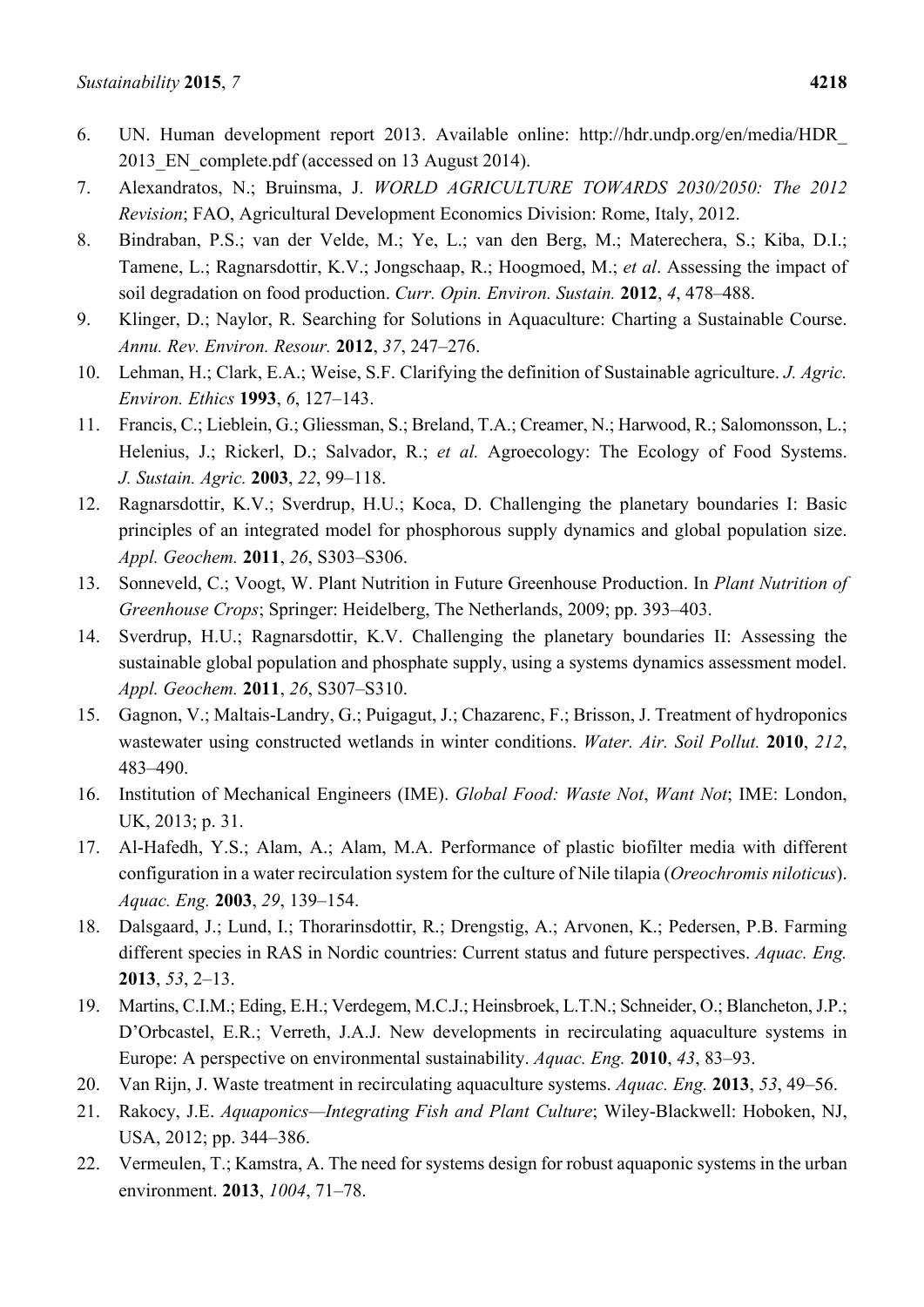6. UN. Human development report 2013. Available online: http://hdr.undp.org/en/media/HDR_2013_EN_complete.pdf (accessed on 13 August 2014).
7. Alexandratos, N.; Bruinsma, J. *WORLD AGRICULTURE TOWARDS 2030/2050: The 2012 Revision*; FAO, Agricultural Development Economics Division: Rome, Italy, 2012.
8. Bindraban, P.S.; van der Velde, M.; Ye, L.; van den Berg, M.; Materechera, S.; Kiba, D.I.; Tamene, L.; Ragnarsdottir, K.V.; Jongschaap, R.; Hoogmoed, M.; *et al*. Assessing the impact of soil degradation on food production. *Curr. Opin. Environ. Sustain.* **2012**, *4*, 478–488.
9. Klinger, D.; Naylor, R. Searching for Solutions in Aquaculture: Charting a Sustainable Course. *Annu. Rev. Environ. Resour.* **2012**, *37*, 247–276.
10. Lehman, H.; Clark, E.A.; Weise, S.F. Clarifying the definition of Sustainable agriculture. *J. Agric. Environ. Ethics* **1993**, *6*, 127–143.
11. Francis, C.; Lieblein, G.; Gliessman, S.; Breland, T.A.; Creamer, N.; Harwood, R.; Salomonsson, L.; Helenius, J.; Rickerl, D.; Salvador, R.; *et al.* Agroecology: The Ecology of Food Systems. *J. Sustain. Agric.* **2003**, *22*, 99–118.
12. Ragnarsdottir, K.V.; Sverdrup, H.U.; Koca, D. Challenging the planetary boundaries I: Basic principles of an integrated model for phosphorous supply dynamics and global population size. *Appl. Geochem.* **2011**, *26*, S303–S306.
13. Sonneveld, C.; Voogt, W. Plant Nutrition in Future Greenhouse Production. In *Plant Nutrition of Greenhouse Crops*; Springer: Heidelberg, The Netherlands, 2009; pp. 393–403.
14. Sverdrup, H.U.; Ragnarsdottir, K.V. Challenging the planetary boundaries II: Assessing the sustainable global population and phosphate supply, using a systems dynamics assessment model. *Appl. Geochem.* **2011**, *26*, S307–S310.
15. Gagnon, V.; Maltais-Landry, G.; Puigagut, J.; Chazarenc, F.; Brisson, J. Treatment of hydroponics wastewater using constructed wetlands in winter conditions. *Water. Air. Soil Pollut.* **2010**, *212*, 483–490.
16. Institution of Mechanical Engineers (IME). *Global Food: Waste Not*, *Want Not*; IME: London, UK, 2013; p. 31.
17. Al-Hafedh, Y.S.; Alam, A.; Alam, M.A. Performance of plastic biofilter media with different configuration in a water recirculation system for the culture of Nile tilapia (*Oreochromis niloticus*). *Aquac. Eng.* **2003**, *29*, 139–154.
18. Dalsgaard, J.; Lund, I.; Thorarinsdottir, R.; Drengstig, A.; Arvonen, K.; Pedersen, P.B. Farming different species in RAS in Nordic countries: Current status and future perspectives. *Aquac. Eng.* **2013**, *53*, 2–13.
19. Martins, C.I.M.; Eding, E.H.; Verdegem, M.C.J.; Heinsbroek, L.T.N.; Schneider, O.; Blancheton, J.P.; D'Orbcastel, E.R.; Verreth, J.A.J. New developments in recirculating aquaculture systems in Europe: A perspective on environmental sustainability. *Aquac. Eng.* **2010**, *43*, 83–93.
20. Van Rijn, J. Waste treatment in recirculating aquaculture systems. *Aquac. Eng.* **2013**, *53*, 49–56.
21. Rakocy, J.E. *Aquaponics—Integrating Fish and Plant Culture*; Wiley-Blackwell: Hoboken, NJ, USA, 2012; pp. 344–386.
22. Vermeulen, T.; Kamstra, A. The need for systems design for robust aquaponic systems in the urban environment. **2013**, *1004*, 71–78.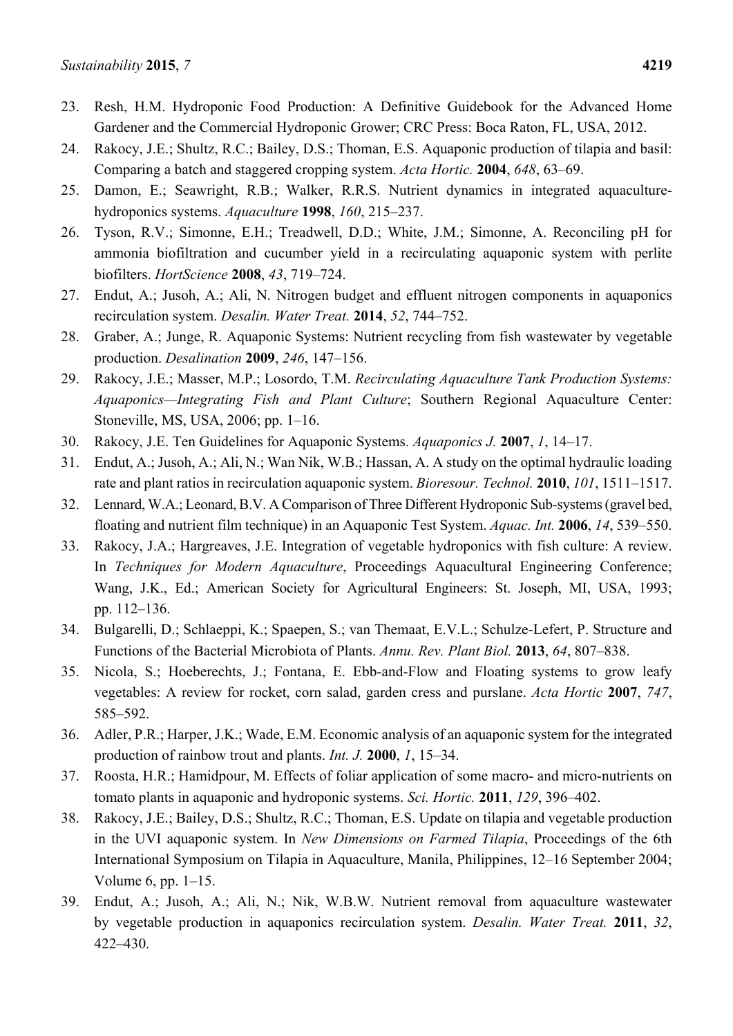23. Resh, H.M. Hydroponic Food Production: A Definitive Guidebook for the Advanced Home Gardener and the Commercial Hydroponic Grower; CRC Press: Boca Raton, FL, USA, 2012.
24. Rakocy, J.E.; Shultz, R.C.; Bailey, D.S.; Thoman, E.S. Aquaponic production of tilapia and basil: Comparing a batch and staggered cropping system. *Acta Hortic.* **2004**, *648*, 63–69.
25. Damon, E.; Seawright, R.B.; Walker, R.R.S. Nutrient dynamics in integrated aquaculture-hydroponics systems. *Aquaculture* **1998**, *160*, 215–237.
26. Tyson, R.V.; Simonne, E.H.; Treadwell, D.D.; White, J.M.; Simonne, A. Reconciling pH for ammonia biofiltration and cucumber yield in a recirculating aquaponic system with perlite biofilters. *HortScience* **2008**, *43*, 719–724.
27. Endut, A.; Jusoh, A.; Ali, N. Nitrogen budget and effluent nitrogen components in aquaponics recirculation system. *Desalin. Water Treat.* **2014**, *52*, 744–752.
28. Graber, A.; Junge, R. Aquaponic Systems: Nutrient recycling from fish wastewater by vegetable production. *Desalination* **2009**, *246*, 147–156.
29. Rakocy, J.E.; Masser, M.P.; Losordo, T.M. *Recirculating Aquaculture Tank Production Systems: Aquaponics—Integrating Fish and Plant Culture*; Southern Regional Aquaculture Center: Stoneville, MS, USA, 2006; pp. 1–16.
30. Rakocy, J.E. Ten Guidelines for Aquaponic Systems. *Aquaponics J.* **2007**, *1*, 14–17.
31. Endut, A.; Jusoh, A.; Ali, N.; Wan Nik, W.B.; Hassan, A. A study on the optimal hydraulic loading rate and plant ratios in recirculation aquaponic system. *Bioresour. Technol.* **2010**, *101*, 1511–1517.
32. Lennard, W.A.; Leonard, B.V. A Comparison of Three Different Hydroponic Sub-systems (gravel bed, floating and nutrient film technique) in an Aquaponic Test System. *Aquac. Int.* **2006**, *14*, 539–550.
33. Rakocy, J.A.; Hargreaves, J.E. Integration of vegetable hydroponics with fish culture: A review. In *Techniques for Modern Aquaculture*, Proceedings Aquacultural Engineering Conference; Wang, J.K., Ed.; American Society for Agricultural Engineers: St. Joseph, MI, USA, 1993; pp. 112–136.
34. Bulgarelli, D.; Schlaeppi, K.; Spaepen, S.; van Themaat, E.V.L.; Schulze-Lefert, P. Structure and Functions of the Bacterial Microbiota of Plants. *Annu. Rev. Plant Biol.* **2013**, *64*, 807–838.
35. Nicola, S.; Hoeberechts, J.; Fontana, E. Ebb-and-Flow and Floating systems to grow leafy vegetables: A review for rocket, corn salad, garden cress and purslane. *Acta Hortic* **2007**, *747*, 585–592.
36. Adler, P.R.; Harper, J.K.; Wade, E.M. Economic analysis of an aquaponic system for the integrated production of rainbow trout and plants. *Int. J.* **2000**, *1*, 15–34.
37. Roosta, H.R.; Hamidpour, M. Effects of foliar application of some macro- and micro-nutrients on tomato plants in aquaponic and hydroponic systems. *Sci. Hortic.* **2011**, *129*, 396–402.
38. Rakocy, J.E.; Bailey, D.S.; Shultz, R.C.; Thoman, E.S. Update on tilapia and vegetable production in the UVI aquaponic system. In *New Dimensions on Farmed Tilapia*, Proceedings of the 6th International Symposium on Tilapia in Aquaculture, Manila, Philippines, 12–16 September 2004; Volume 6, pp. 1–15.
39. Endut, A.; Jusoh, A.; Ali, N.; Nik, W.B.W. Nutrient removal from aquaculture wastewater by vegetable production in aquaponics recirculation system. *Desalin. Water Treat.* **2011**, *32*, 422–430.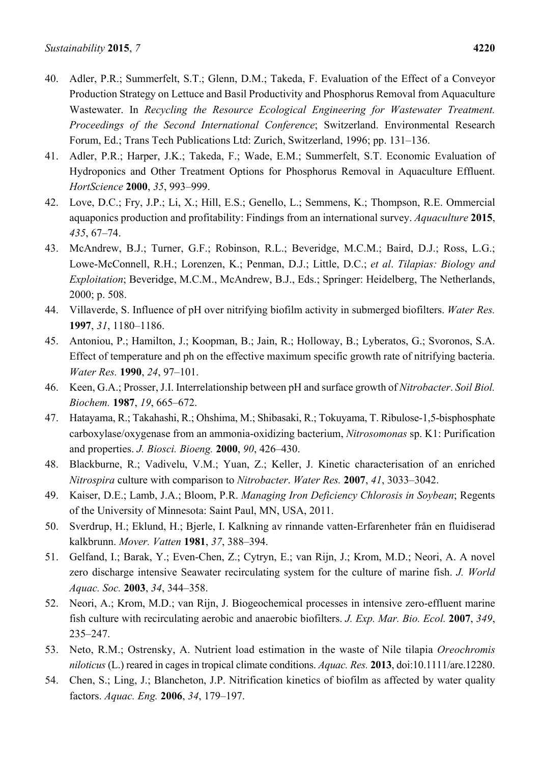40. Adler, P.R.; Summerfelt, S.T.; Glenn, D.M.; Takeda, F. Evaluation of the Effect of a Conveyor Production Strategy on Lettuce and Basil Productivity and Phosphorus Removal from Aquaculture Wastewater. In *Recycling the Resource Ecological Engineering for Wastewater Treatment. Proceedings of the Second International Conference*; Switzerland. Environmental Research Forum, Ed.; Trans Tech Publications Ltd: Zurich, Switzerland, 1996; pp. 131–136.
41. Adler, P.R.; Harper, J.K.; Takeda, F.; Wade, E.M.; Summerfelt, S.T. Economic Evaluation of Hydroponics and Other Treatment Options for Phosphorus Removal in Aquaculture Effluent. *HortScience* **2000**, *35*, 993–999.
42. Love, D.C.; Fry, J.P.; Li, X.; Hill, E.S.; Genello, L.; Semmens, K.; Thompson, R.E. Ommercial aquaponics production and profitability: Findings from an international survey. *Aquaculture* **2015**, *435*, 67–74.
43. McAndrew, B.J.; Turner, G.F.; Robinson, R.L.; Beveridge, M.C.M.; Baird, D.J.; Ross, L.G.; Lowe-McConnell, R.H.; Lorenzen, K.; Penman, D.J.; Little, D.C.; *et al*. *Tilapias: Biology and Exploitation*; Beveridge, M.C.M., McAndrew, B.J., Eds.; Springer: Heidelberg, The Netherlands, 2000; p. 508.
44. Villaverde, S. Influence of pH over nitrifying biofilm activity in submerged biofilters. *Water Res.* **1997**, *31*, 1180–1186.
45. Antoniou, P.; Hamilton, J.; Koopman, B.; Jain, R.; Holloway, B.; Lyberatos, G.; Svoronos, S.A. Effect of temperature and ph on the effective maximum specific growth rate of nitrifying bacteria. *Water Res.* **1990**, *24*, 97–101.
46. Keen, G.A.; Prosser, J.I. Interrelationship between pH and surface growth of *Nitrobacter*. *Soil Biol. Biochem.* **1987**, *19*, 665–672.
47. Hatayama, R.; Takahashi, R.; Ohshima, M.; Shibasaki, R.; Tokuyama, T. Ribulose-1,5-bisphosphate carboxylase/oxygenase from an ammonia-oxidizing bacterium, *Nitrosomonas* sp. K1: Purification and properties. *J. Biosci. Bioeng.* **2000**, *90*, 426–430.
48. Blackburne, R.; Vadivelu, V.M.; Yuan, Z.; Keller, J. Kinetic characterisation of an enriched *Nitrospira* culture with comparison to *Nitrobacter*. *Water Res.* **2007**, *41*, 3033–3042.
49. Kaiser, D.E.; Lamb, J.A.; Bloom, P.R. *Managing Iron Deficiency Chlorosis in Soybean*; Regents of the University of Minnesota: Saint Paul, MN, USA, 2011.
50. Sverdrup, H.; Eklund, H.; Bjerle, I. Kalkning av rinnande vatten-Erfarenheter från en fluidiserad kalkbrunn. *Mover. Vatten* **1981**, *37*, 388–394.
51. Gelfand, I.; Barak, Y.; Even-Chen, Z.; Cytryn, E.; van Rijn, J.; Krom, M.D.; Neori, A. A novel zero discharge intensive Seawater recirculating system for the culture of marine fish. *J. World Aquac. Soc.* **2003**, *34*, 344–358.
52. Neori, A.; Krom, M.D.; van Rijn, J. Biogeochemical processes in intensive zero-effluent marine fish culture with recirculating aerobic and anaerobic biofilters. *J. Exp. Mar. Bio. Ecol.* **2007**, *349*, 235–247.
53. Neto, R.M.; Ostrensky, A. Nutrient load estimation in the waste of Nile tilapia *Oreochromis niloticus* (L.) reared in cages in tropical climate conditions. *Aquac. Res.* **2013**, doi:10.1111/are.12280.
54. Chen, S.; Ling, J.; Blancheton, J.P. Nitrification kinetics of biofilm as affected by water quality factors. *Aquac. Eng.* **2006**, *34*, 179–197.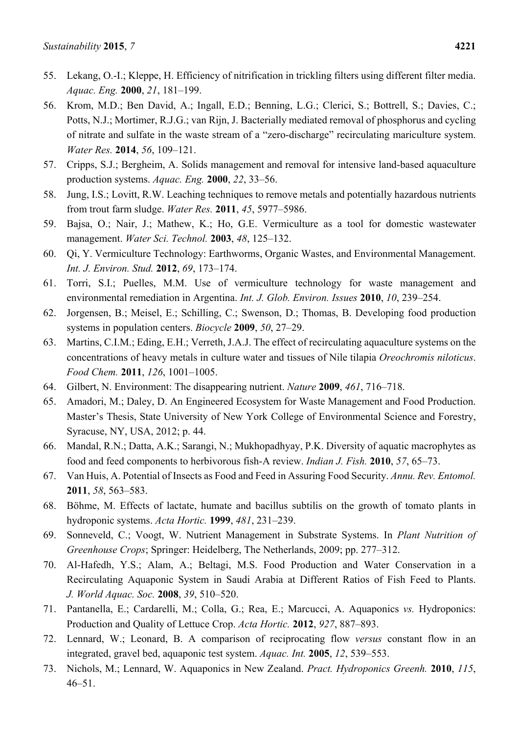55. Lekang, O.-I.; Kleppe, H. Efficiency of nitrification in trickling filters using different filter media. *Aquac. Eng.* **2000**, *21*, 181–199.
56. Krom, M.D.; Ben David, A.; Ingall, E.D.; Benning, L.G.; Clerici, S.; Bottrell, S.; Davies, C.; Potts, N.J.; Mortimer, R.J.G.; van Rijn, J. Bacterially mediated removal of phosphorus and cycling of nitrate and sulfate in the waste stream of a "zero-discharge" recirculating mariculture system. *Water Res.* **2014**, *56*, 109–121.
57. Cripps, S.J.; Bergheim, A. Solids management and removal for intensive land-based aquaculture production systems. *Aquac. Eng.* **2000**, *22*, 33–56.
58. Jung, I.S.; Lovitt, R.W. Leaching techniques to remove metals and potentially hazardous nutrients from trout farm sludge. *Water Res.* **2011**, *45*, 5977–5986.
59. Bajsa, O.; Nair, J.; Mathew, K.; Ho, G.E. Vermiculture as a tool for domestic wastewater management. *Water Sci. Technol.* **2003**, *48*, 125–132.
60. Qi, Y. Vermiculture Technology: Earthworms, Organic Wastes, and Environmental Management. *Int. J. Environ. Stud.* **2012**, *69*, 173–174.
61. Torri, S.I.; Puelles, M.M. Use of vermiculture technology for waste management and environmental remediation in Argentina. *Int. J. Glob. Environ. Issues* **2010**, *10*, 239–254.
62. Jorgensen, B.; Meisel, E.; Schilling, C.; Swenson, D.; Thomas, B. Developing food production systems in population centers. *Biocycle* **2009**, *50*, 27–29.
63. Martins, C.I.M.; Eding, E.H.; Verreth, J.A.J. The effect of recirculating aquaculture systems on the concentrations of heavy metals in culture water and tissues of Nile tilapia *Oreochromis niloticus*. *Food Chem.* **2011**, *126*, 1001–1005.
64. Gilbert, N. Environment: The disappearing nutrient. *Nature* **2009**, *461*, 716–718.
65. Amadori, M.; Daley, D. An Engineered Ecosystem for Waste Management and Food Production. Master's Thesis, State University of New York College of Environmental Science and Forestry, Syracuse, NY, USA, 2012; p. 44.
66. Mandal, R.N.; Datta, A.K.; Sarangi, N.; Mukhopadhyay, P.K. Diversity of aquatic macrophytes as food and feed components to herbivorous fish-A review. *Indian J. Fish.* **2010**, *57*, 65–73.
67. Van Huis, A. Potential of Insects as Food and Feed in Assuring Food Security. *Annu. Rev. Entomol.* **2011**, *58*, 563–583.
68. Böhme, M. Effects of lactate, humate and bacillus subtilis on the growth of tomato plants in hydroponic systems. *Acta Hortic.* **1999**, *481*, 231–239.
69. Sonneveld, C.; Voogt, W. Nutrient Management in Substrate Systems. In *Plant Nutrition of Greenhouse Crops*; Springer: Heidelberg, The Netherlands, 2009; pp. 277–312.
70. Al-Hafedh, Y.S.; Alam, A.; Beltagi, M.S. Food Production and Water Conservation in a Recirculating Aquaponic System in Saudi Arabia at Different Ratios of Fish Feed to Plants. *J. World Aquac. Soc.* **2008**, *39*, 510–520.
71. Pantanella, E.; Cardarelli, M.; Colla, G.; Rea, E.; Marcucci, A. Aquaponics *vs.* Hydroponics: Production and Quality of Lettuce Crop. *Acta Hortic.* **2012**, *927*, 887–893.
72. Lennard, W.; Leonard, B. A comparison of reciprocating flow *versus* constant flow in an integrated, gravel bed, aquaponic test system. *Aquac. Int.* **2005**, *12*, 539–553.
73. Nichols, M.; Lennard, W. Aquaponics in New Zealand. *Pract. Hydroponics Greenh.* **2010**, *115*, 46–51.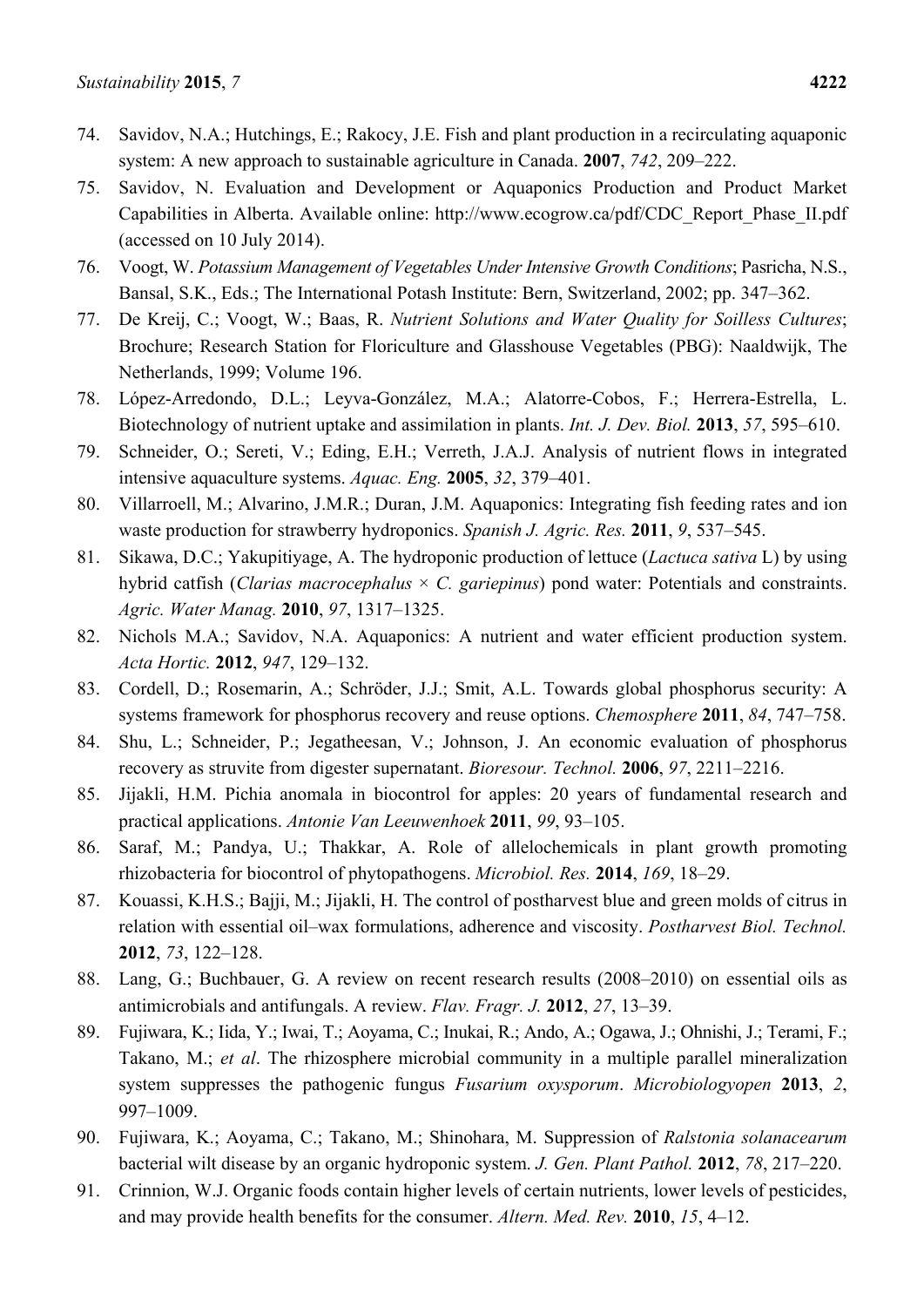74. Savidov, N.A.; Hutchings, E.; Rakocy, J.E. Fish and plant production in a recirculating aquaponic system: A new approach to sustainable agriculture in Canada. **2007**, *742*, 209–222.
75. Savidov, N. Evaluation and Development or Aquaponics Production and Product Market Capabilities in Alberta. Available online: http://www.ecogrow.ca/pdf/CDC_Report_Phase_II.pdf (accessed on 10 July 2014).
76. Voogt, W. *Potassium Management of Vegetables Under Intensive Growth Conditions*; Pasricha, N.S., Bansal, S.K., Eds.; The International Potash Institute: Bern, Switzerland, 2002; pp. 347–362.
77. De Kreij, C.; Voogt, W.; Baas, R. *Nutrient Solutions and Water Quality for Soilless Cultures*; Brochure; Research Station for Floriculture and Glasshouse Vegetables (PBG): Naaldwijk, The Netherlands, 1999; Volume 196.
78. López-Arredondo, D.L.; Leyva-González, M.A.; Alatorre-Cobos, F.; Herrera-Estrella, L. Biotechnology of nutrient uptake and assimilation in plants. *Int. J. Dev. Biol.* **2013**, *57*, 595–610.
79. Schneider, O.; Sereti, V.; Eding, E.H.; Verreth, J.A.J. Analysis of nutrient flows in integrated intensive aquaculture systems. *Aquac. Eng.* **2005**, *32*, 379–401.
80. Villarroell, M.; Alvarino, J.M.R.; Duran, J.M. Aquaponics: Integrating fish feeding rates and ion waste production for strawberry hydroponics. *Spanish J. Agric. Res.* **2011**, *9*, 537–545.
81. Sikawa, D.C.; Yakupitiyage, A. The hydroponic production of lettuce (*Lactuca sativa* L) by using hybrid catfish (*Clarias macrocephalus* × *C. gariepinus*) pond water: Potentials and constraints. *Agric. Water Manag.* **2010**, *97*, 1317–1325.
82. Nichols M.A.; Savidov, N.A. Aquaponics: A nutrient and water efficient production system. *Acta Hortic.* **2012**, *947*, 129–132.
83. Cordell, D.; Rosemarin, A.; Schröder, J.J.; Smit, A.L. Towards global phosphorus security: A systems framework for phosphorus recovery and reuse options. *Chemosphere* **2011**, *84*, 747–758.
84. Shu, L.; Schneider, P.; Jegatheesan, V.; Johnson, J. An economic evaluation of phosphorus recovery as struvite from digester supernatant. *Bioresour. Technol.* **2006**, *97*, 2211–2216.
85. Jijakli, H.M. Pichia anomala in biocontrol for apples: 20 years of fundamental research and practical applications. *Antonie Van Leeuwenhoek* **2011**, *99*, 93–105.
86. Saraf, M.; Pandya, U.; Thakkar, A. Role of allelochemicals in plant growth promoting rhizobacteria for biocontrol of phytopathogens. *Microbiol. Res.* **2014**, *169*, 18–29.
87. Kouassi, K.H.S.; Bajji, M.; Jijakli, H. The control of postharvest blue and green molds of citrus in relation with essential oil–wax formulations, adherence and viscosity. *Postharvest Biol. Technol.* **2012**, *73*, 122–128.
88. Lang, G.; Buchbauer, G. A review on recent research results (2008–2010) on essential oils as antimicrobials and antifungals. A review. *Flav. Fragr. J.* **2012**, *27*, 13–39.
89. Fujiwara, K.; Iida, Y.; Iwai, T.; Aoyama, C.; Inukai, R.; Ando, A.; Ogawa, J.; Ohnishi, J.; Terami, F.; Takano, M.; *et al*. The rhizosphere microbial community in a multiple parallel mineralization system suppresses the pathogenic fungus *Fusarium oxysporum*. *Microbiologyopen* **2013**, *2*, 997–1009.
90. Fujiwara, K.; Aoyama, C.; Takano, M.; Shinohara, M. Suppression of *Ralstonia solanacearum* bacterial wilt disease by an organic hydroponic system. *J. Gen. Plant Pathol.* **2012**, *78*, 217–220.
91. Crinnion, W.J. Organic foods contain higher levels of certain nutrients, lower levels of pesticides, and may provide health benefits for the consumer. *Altern. Med. Rev.* **2010**, *15*, 4–12.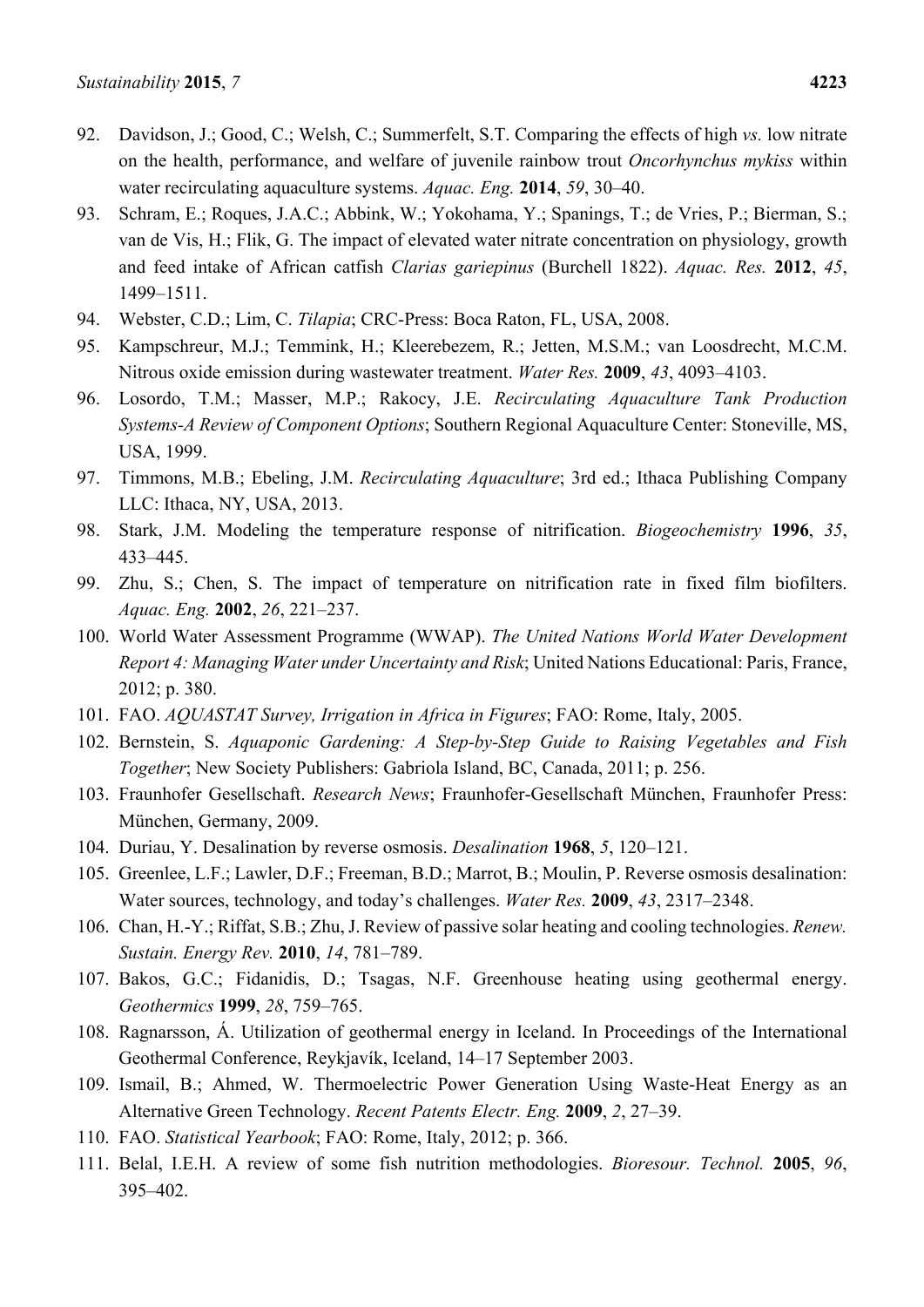92. Davidson, J.; Good, C.; Welsh, C.; Summerfelt, S.T. Comparing the effects of high *vs.* low nitrate on the health, performance, and welfare of juvenile rainbow trout *Oncorhynchus mykiss* within water recirculating aquaculture systems. *Aquac. Eng.* **2014**, *59*, 30–40.
93. Schram, E.; Roques, J.A.C.; Abbink, W.; Yokohama, Y.; Spanings, T.; de Vries, P.; Bierman, S.; van de Vis, H.; Flik, G. The impact of elevated water nitrate concentration on physiology, growth and feed intake of African catfish *Clarias gariepinus* (Burchell 1822). *Aquac. Res.* **2012**, *45*, 1499–1511.
94. Webster, C.D.; Lim, C. *Tilapia*; CRC-Press: Boca Raton, FL, USA, 2008.
95. Kampschreur, M.J.; Temmink, H.; Kleerebezem, R.; Jetten, M.S.M.; van Loosdrecht, M.C.M. Nitrous oxide emission during wastewater treatment. *Water Res.* **2009**, *43*, 4093–4103.
96. Losordo, T.M.; Masser, M.P.; Rakocy, J.E. *Recirculating Aquaculture Tank Production Systems-A Review of Component Options*; Southern Regional Aquaculture Center: Stoneville, MS, USA, 1999.
97. Timmons, M.B.; Ebeling, J.M. *Recirculating Aquaculture*; 3rd ed.; Ithaca Publishing Company LLC: Ithaca, NY, USA, 2013.
98. Stark, J.M. Modeling the temperature response of nitrification. *Biogeochemistry* **1996**, *35*, 433–445.
99. Zhu, S.; Chen, S. The impact of temperature on nitrification rate in fixed film biofilters. *Aquac. Eng.* **2002**, *26*, 221–237.
100. World Water Assessment Programme (WWAP). *The United Nations World Water Development Report 4: Managing Water under Uncertainty and Risk*; United Nations Educational: Paris, France, 2012; p. 380.
101. FAO. *AQUASTAT Survey, Irrigation in Africa in Figures*; FAO: Rome, Italy, 2005.
102. Bernstein, S. *Aquaponic Gardening: A Step-by-Step Guide to Raising Vegetables and Fish Together*; New Society Publishers: Gabriola Island, BC, Canada, 2011; p. 256.
103. Fraunhofer Gesellschaft. *Research News*; Fraunhofer-Gesellschaft München, Fraunhofer Press: München, Germany, 2009.
104. Duriau, Y. Desalination by reverse osmosis. *Desalination* **1968**, *5*, 120–121.
105. Greenlee, L.F.; Lawler, D.F.; Freeman, B.D.; Marrot, B.; Moulin, P. Reverse osmosis desalination: Water sources, technology, and today's challenges. *Water Res.* **2009**, *43*, 2317–2348.
106. Chan, H.-Y.; Riffat, S.B.; Zhu, J. Review of passive solar heating and cooling technologies. *Renew. Sustain. Energy Rev.* **2010**, *14*, 781–789.
107. Bakos, G.C.; Fidanidis, D.; Tsagas, N.F. Greenhouse heating using geothermal energy. *Geothermics* **1999**, *28*, 759–765.
108. Ragnarsson, Á. Utilization of geothermal energy in Iceland. In Proceedings of the International Geothermal Conference, Reykjavík, Iceland, 14–17 September 2003.
109. Ismail, B.; Ahmed, W. Thermoelectric Power Generation Using Waste-Heat Energy as an Alternative Green Technology. *Recent Patents Electr. Eng.* **2009**, *2*, 27–39.
110. FAO. *Statistical Yearbook*; FAO: Rome, Italy, 2012; p. 366.
111. Belal, I.E.H. A review of some fish nutrition methodologies. *Bioresour. Technol.* **2005**, *96*, 395–402.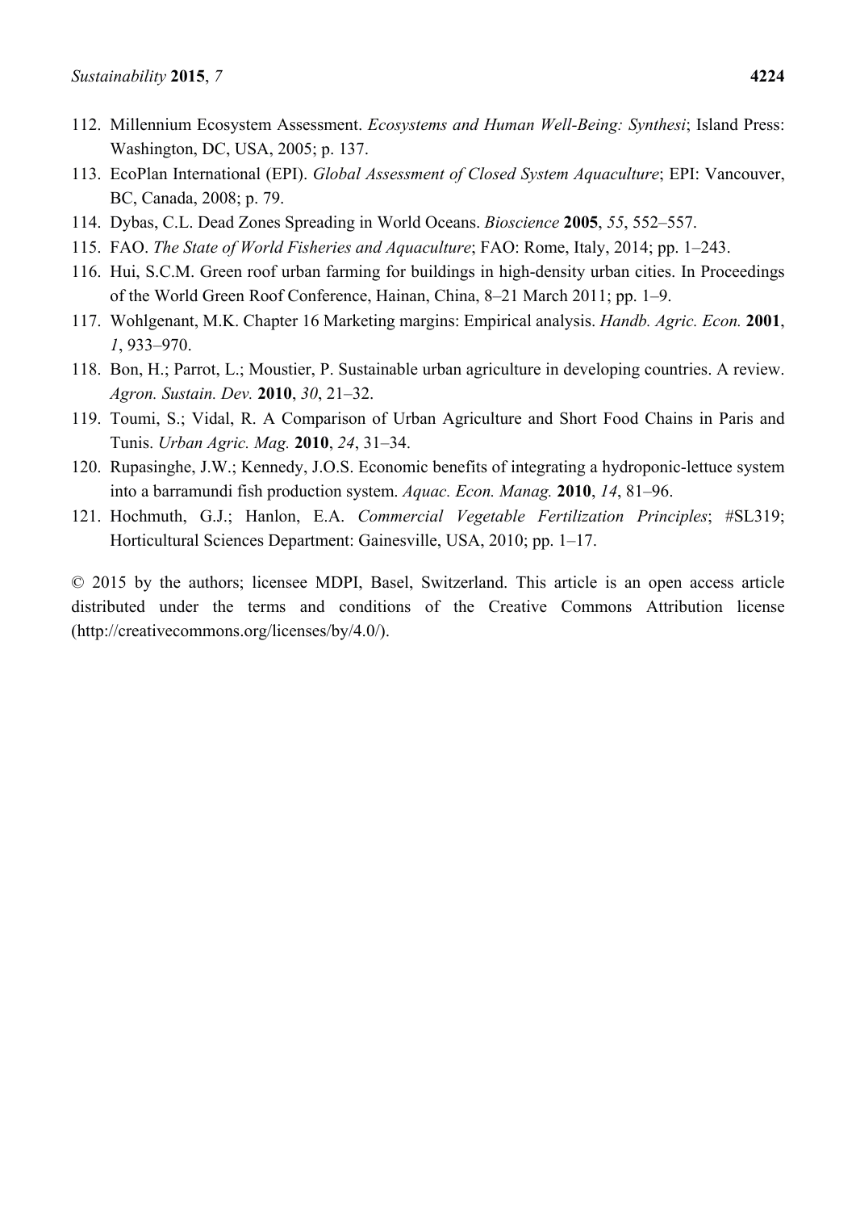112. Millennium Ecosystem Assessment. *Ecosystems and Human Well-Being: Synthesi*; Island Press: Washington, DC, USA, 2005; p. 137.
113. EcoPlan International (EPI). *Global Assessment of Closed System Aquaculture*; EPI: Vancouver, BC, Canada, 2008; p. 79.
114. Dybas, C.L. Dead Zones Spreading in World Oceans. *Bioscience* **2005**, *55*, 552–557.
115. FAO. *The State of World Fisheries and Aquaculture*; FAO: Rome, Italy, 2014; pp. 1–243.
116. Hui, S.C.M. Green roof urban farming for buildings in high-density urban cities. In Proceedings of the World Green Roof Conference, Hainan, China, 8–21 March 2011; pp. 1–9.
117. Wohlgenant, M.K. Chapter 16 Marketing margins: Empirical analysis. *Handb. Agric. Econ.* **2001**, *1*, 933–970.
118. Bon, H.; Parrot, L.; Moustier, P. Sustainable urban agriculture in developing countries. A review. *Agron. Sustain. Dev.* **2010**, *30*, 21–32.
119. Toumi, S.; Vidal, R. A Comparison of Urban Agriculture and Short Food Chains in Paris and Tunis. *Urban Agric. Mag.* **2010**, *24*, 31–34.
120. Rupasinghe, J.W.; Kennedy, J.O.S. Economic benefits of integrating a hydroponic-lettuce system into a barramundi fish production system. *Aquac. Econ. Manag.* **2010**, *14*, 81–96.
121. Hochmuth, G.J.; Hanlon, E.A. *Commercial Vegetable Fertilization Principles*; #SL319; Horticultural Sciences Department: Gainesville, USA, 2010; pp. 1–17.

© 2015 by the authors; licensee MDPI, Basel, Switzerland. This article is an open access article distributed under the terms and conditions of the Creative Commons Attribution license (http://creativecommons.org/licenses/by/4.0/).